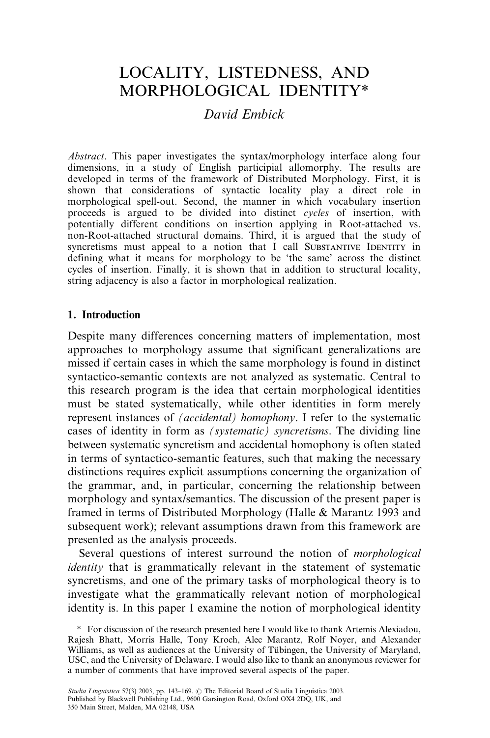# LOCALITY, LISTEDNESS, AND MORPHOLOGICAL IDENTITY*

*David Embick*

*Abstract*. This paper investigates the syntax/morphology interface along four dimensions, in a study of English participial allomorphy. The results are developed in terms of the framework of Distributed Morphology. First, it is shown that considerations of syntactic locality play a direct role in morphological spell-out. Second, the manner in which vocabulary insertion proceeds is argued to be divided into distinct *cycles* of insertion, with potentially different conditions on insertion applying in Root-attached vs. non-Root-attached structural domains. Third, it is argued that the study of syncretisms must appeal to a notion that I call SUBSTANTIVE IDENTITY in defining what it means for morphology to be 'the same' across the distinct cycles of insertion. Finally, it is shown that in addition to structural locality, string adjacency is also a factor in morphological realization.

## 1. Introduction

Despite many differences concerning matters of implementation, most approaches to morphology assume that significant generalizations are missed if certain cases in which the same morphology is found in distinct syntactico-semantic contexts are not analyzed as systematic. Central to this research program is the idea that certain morphological identities must be stated systematically, while other identities in form merely represent instances of *(accidental) homophony*. I refer to the systematic cases of identity in form as *(systematic) syncretisms*. The dividing line between systematic syncretism and accidental homophony is often stated in terms of syntactico-semantic features, such that making the necessary distinctions requires explicit assumptions concerning the organization of the grammar, and, in particular, concerning the relationship between morphology and syntax/semantics. The discussion of the present paper is framed in terms of Distributed Morphology (Halle & Marantz 1993 and subsequent work); relevant assumptions drawn from this framework are presented as the analysis proceeds.

Several questions of interest surround the notion of *morphological identity* that is grammatically relevant in the statement of systematic syncretisms, and one of the primary tasks of morphological theory is to investigate what the grammatically relevant notion of morphological identity is. In this paper I examine the notion of morphological identity

* For discussion of the research presented here I would like to thank Artemis Alexiadou, Rajesh Bhatt, Morris Halle, Tony Kroch, Alec Marantz, Rolf Noyer, and Alexander Williams, as well as audiences at the University of Tübingen, the University of Maryland, USC, and the University of Delaware. I would also like to thank an anonymous reviewer for a number of comments that have improved several aspects of the paper.

Studia Linguistica 57(3) 2003, pp. 143–169. © The Editorial Board of Studia Linguistica 2003. Published by Blackwell Publishing Ltd., 9600 Garsington Road, Oxford OX4 2DQ, UK, and 350 Main Street, Malden, MA 02148, USA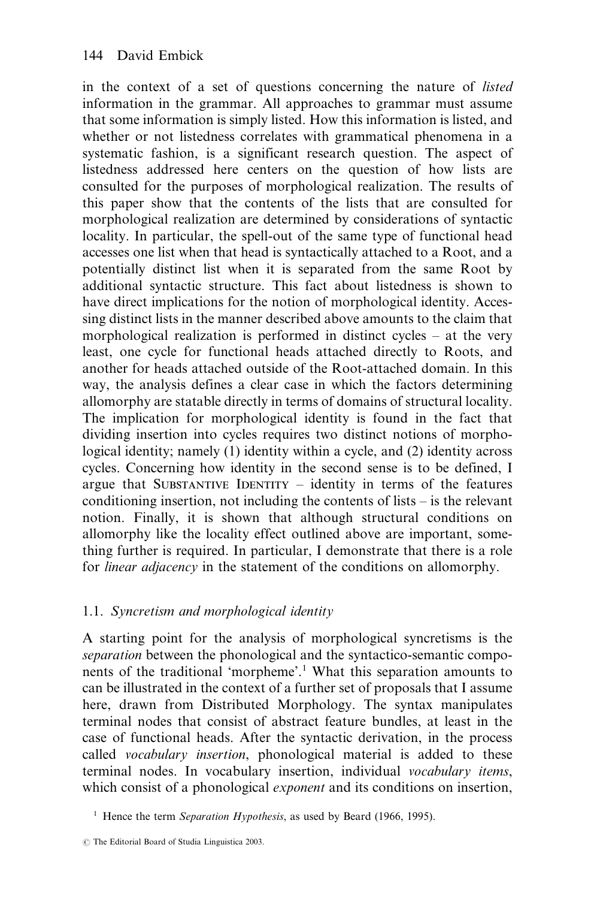in the context of a set of questions concerning the nature of *listed* information in the grammar. All approaches to grammar must assume that some information is simply listed. How this information is listed, and whether or not listedness correlates with grammatical phenomena in a systematic fashion, is a significant research question. The aspect of listedness addressed here centers on the question of how lists are consulted for the purposes of morphological realization. The results of this paper show that the contents of the lists that are consulted for morphological realization are determined by considerations of syntactic locality. In particular, the spell-out of the same type of functional head accesses one list when that head is syntactically attached to a Root, and a potentially distinct list when it is separated from the same Root by additional syntactic structure. This fact about listedness is shown to have direct implications for the notion of morphological identity. Accessing distinct lists in the manner described above amounts to the claim that morphological realization is performed in distinct cycles – at the very least, one cycle for functional heads attached directly to Roots, and another for heads attached outside of the Root-attached domain. In this way, the analysis defines a clear case in which the factors determining allomorphy are statable directly in terms of domains of structural locality. The implication for morphological identity is found in the fact that dividing insertion into cycles requires two distinct notions of morphological identity; namely (1) identity within a cycle, and (2) identity across cycles. Concerning how identity in the second sense is to be defined, I argue that SUBSTANTIVE IDENTITY – identity in terms of the features conditioning insertion, not including the contents of lists – is the relevant notion. Finally, it is shown that although structural conditions on allomorphy like the locality effect outlined above are important, something further is required. In particular, I demonstrate that there is a role for *linear adjacency* in the statement of the conditions on allomorphy.

### 1.1. *Syncretism and morphological identity*

A starting point for the analysis of morphological syncretisms is the *separation* between the phonological and the syntactico-semantic components of the traditional 'morpheme'.[1] What this separation amounts to can be illustrated in the context of a further set of proposals that I assume here, drawn from Distributed Morphology. The syntax manipulates terminal nodes that consist of abstract feature bundles, at least in the case of functional heads. After the syntactic derivation, in the process called *vocabulary insertion*, phonological material is added to these terminal nodes. In vocabulary insertion, individual *vocabulary items*, which consist of a phonological *exponent* and its conditions on insertion,

[1] Hence the term *Separation Hypothesis*, as used by Beard (1966, 1995).

© The Editorial Board of Studia Linguistica 2003.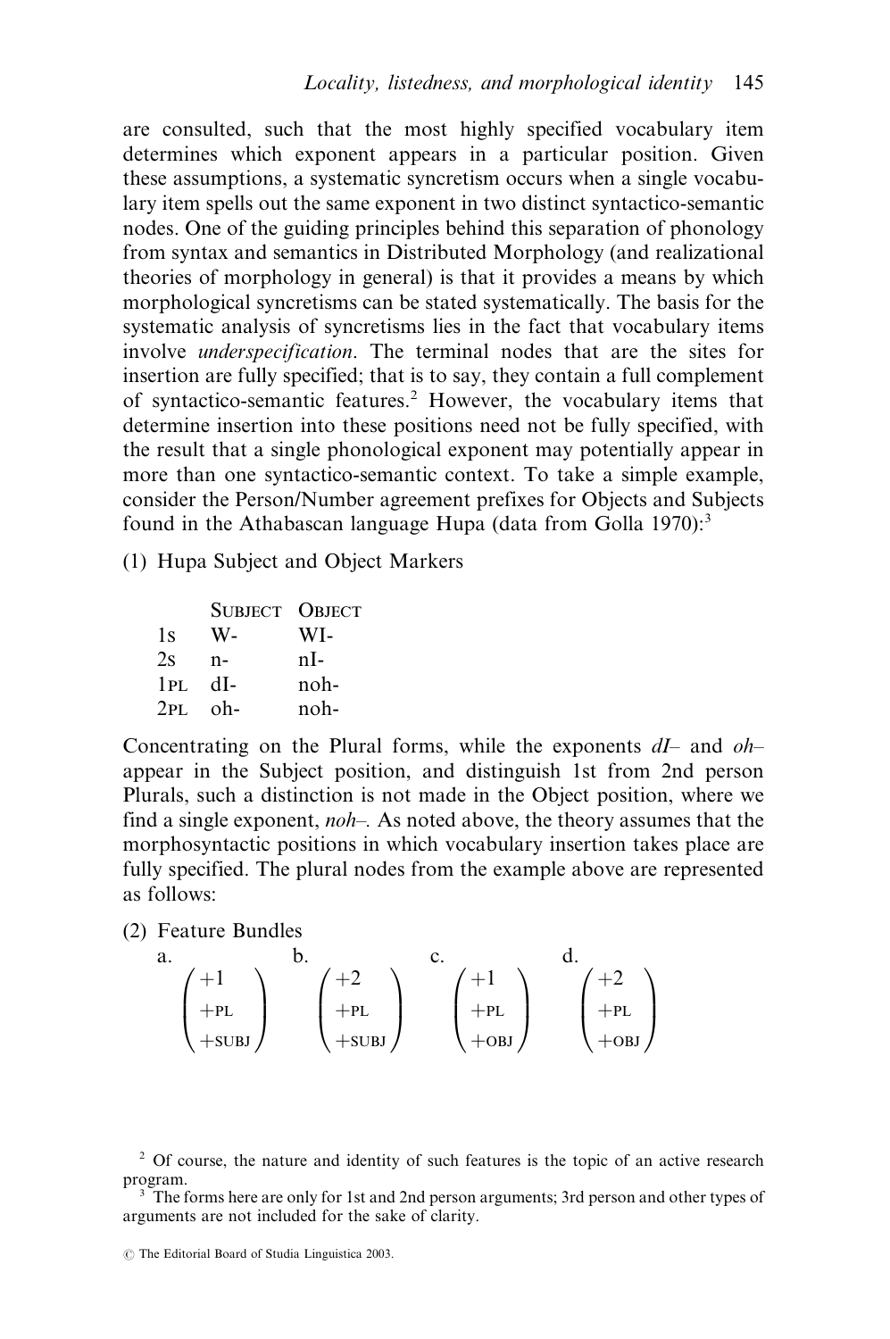are consulted, such that the most highly specified vocabulary item determines which exponent appears in a particular position. Given these assumptions, a systematic syncretism occurs when a single vocabulary item spells out the same exponent in two distinct syntactico-semantic nodes. One of the guiding principles behind this separation of phonology from syntax and semantics in Distributed Morphology (and realizational theories of morphology in general) is that it provides a means by which morphological syncretisms can be stated systematically. The basis for the systematic analysis of syncretisms lies in the fact that vocabulary items involve *underspecification*. The terminal nodes that are the sites for insertion are fully specified; that is to say, they contain a full complement of syntactico-semantic features.[2] However, the vocabulary items that determine insertion into these positions need not be fully specified, with the result that a single phonological exponent may potentially appear in more than one syntactico-semantic context. To take a simple example, consider the Person/Number agreement prefixes for Objects and Subjects found in the Athabascan language Hupa (data from Golla 1970):[3]

(1) Hupa Subject and Object Markers

| | SUBJECT | OBJECT |
|---|---|---|
| 1S | W- | WI- |
| 2S | n- | nI- |
| 1PL | dI- | noh- |
| 2PL | oh- | noh- |

Concentrating on the Plural forms, while the exponents *dI–* and *oh–* appear in the Subject position, and distinguish 1st from 2nd person Plurals, such a distinction is not made in the Object position, where we find a single exponent, *noh–*. As noted above, the theory assumes that the morphosyntactic positions in which vocabulary insertion takes place are fully specified. The plural nodes from the example above are represented as follows:

(2) Feature Bundles

a. $\begin{pmatrix} +1 \\ +\text{PL} \\ +\text{SUBJ} \end{pmatrix}$ b. $\begin{pmatrix} +2 \\ +\text{PL} \\ +\text{SUBJ} \end{pmatrix}$ c. $\begin{pmatrix} +1 \\ +\text{PL} \\ +\text{OBJ} \end{pmatrix}$ d. $\begin{pmatrix} +2 \\ +\text{PL} \\ +\text{OBJ} \end{pmatrix}$

[2] Of course, the nature and identity of such features is the topic of an active research program.

[3] The forms here are only for 1st and 2nd person arguments; 3rd person and other types of arguments are not included for the sake of clarity.

© The Editorial Board of Studia Linguistica 2003.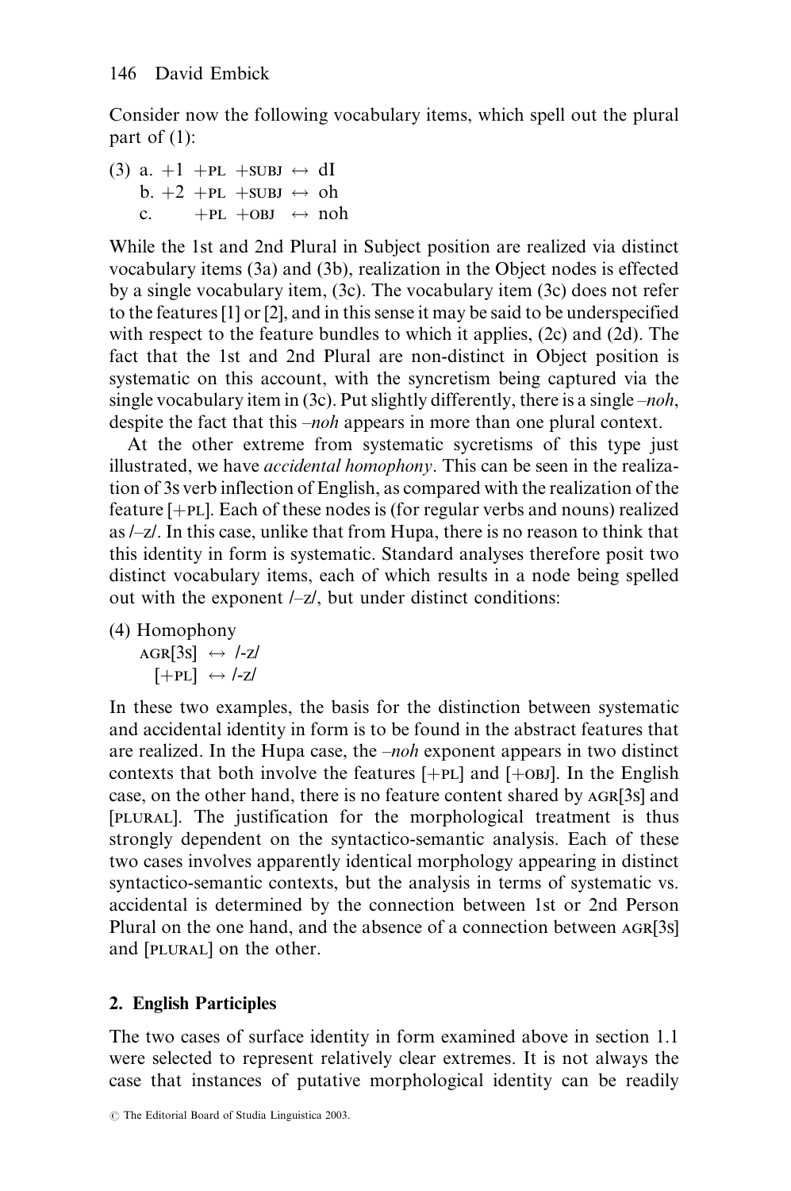Consider now the following vocabulary items, which spell out the plural part of (1):

(3) a. +1 +PL +SUBJ ↔ dI
    b. +2 +PL +SUBJ ↔ oh
    c.       +PL +OBJ ↔ noh

While the 1st and 2nd Plural in Subject position are realized via distinct vocabulary items (3a) and (3b), realization in the Object nodes is effected by a single vocabulary item, (3c). The vocabulary item (3c) does not refer to the features [1] or [2], and in this sense it may be said to be underspecified with respect to the feature bundles to which it applies, (2c) and (2d). The fact that the 1st and 2nd Plural are non-distinct in Object position is systematic on this account, with the syncretism being captured via the single vocabulary item in (3c). Put slightly differently, there is a single *–noh*, despite the fact that this *–noh* appears in more than one plural context.

At the other extreme from systematic sycretisms of this type just illustrated, we have *accidental homophony*. This can be seen in the realization of 3s verb inflection of English, as compared with the realization of the feature [+PL]. Each of these nodes is (for regular verbs and nouns) realized as /–z/. In this case, unlike that from Hupa, there is no reason to think that this identity in form is systematic. Standard analyses therefore posit two distinct vocabulary items, each of which results in a node being spelled out with the exponent /–z/, but under distinct conditions:

(4) Homophony
    AGR[3S] ↔ /-z/
    [+PL] ↔ /-z/

In these two examples, the basis for the distinction between systematic and accidental identity in form is to be found in the abstract features that are realized. In the Hupa case, the *–noh* exponent appears in two distinct contexts that both involve the features [+PL] and [+OBJ]. In the English case, on the other hand, there is no feature content shared by AGR[3S] and [PLURAL]. The justification for the morphological treatment is thus strongly dependent on the syntactico-semantic analysis. Each of these two cases involves apparently identical morphology appearing in distinct syntactico-semantic contexts, but the analysis in terms of systematic vs. accidental is determined by the connection between 1st or 2nd Person Plural on the one hand, and the absence of a connection between AGR[3S] and [PLURAL] on the other.

## 2. English Participles

The two cases of surface identity in form examined above in section 1.1 were selected to represent relatively clear extremes. It is not always the case that instances of putative morphological identity can be readily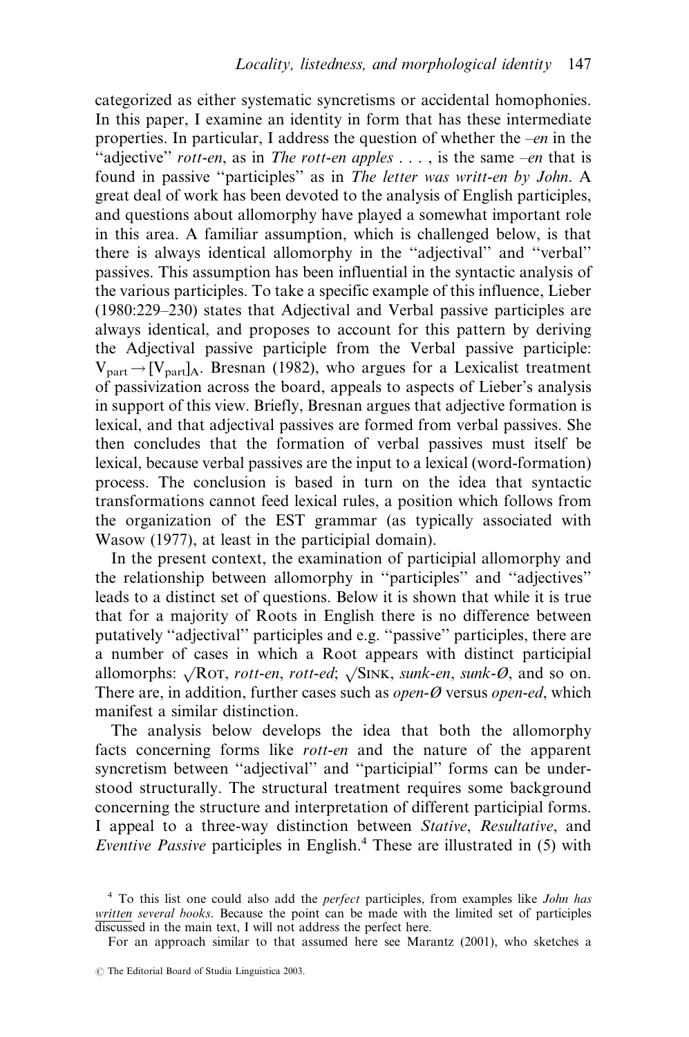categorized as either systematic syncretisms or accidental homophonies. In this paper, I examine an identity in form that has these intermediate properties. In particular, I address the question of whether the *–en* in the "adjective" *rott-en*, as in *The rott-en apples . . .* , is the same *–en* that is found in passive "participles" as in *The letter was writt-en by John*. A great deal of work has been devoted to the analysis of English participles, and questions about allomorphy have played a somewhat important role in this area. A familiar assumption, which is challenged below, is that there is always identical allomorphy in the "adjectival" and "verbal" passives. This assumption has been influential in the syntactic analysis of the various participles. To take a specific example of this influence, Lieber (1980:229–230) states that Adjectival and Verbal passive participles are always identical, and proposes to account for this pattern by deriving the Adjectival passive participle from the Verbal passive participle: $V_{part} \rightarrow [V_{part}]_A$. Bresnan (1982), who argues for a Lexicalist treatment of passivization across the board, appeals to aspects of Lieber's analysis in support of this view. Briefly, Bresnan argues that adjective formation is lexical, and that adjectival passives are formed from verbal passives. She then concludes that the formation of verbal passives must itself be lexical, because verbal passives are the input to a lexical (word-formation) process. The conclusion is based in turn on the idea that syntactic transformations cannot feed lexical rules, a position which follows from the organization of the EST grammar (as typically associated with Wasow (1977), at least in the participial domain).

In the present context, the examination of participial allomorphy and the relationship between allomorphy in "participles" and "adjectives" leads to a distinct set of questions. Below it is shown that while it is true that for a majority of Roots in English there is no difference between putatively "adjectival" participles and e.g. "passive" participles, there are a number of cases in which a Root appears with distinct participial allomorphs: √ROT, *rott-en*, *rott-ed*; √SINK, *sunk-en*, *sunk-Ø*, and so on. There are, in addition, further cases such as *open-Ø* versus *open-ed*, which manifest a similar distinction.

The analysis below develops the idea that both the allomorphy facts concerning forms like *rott-en* and the nature of the apparent syncretism between "adjectival" and "participial" forms can be understood structurally. The structural treatment requires some background concerning the structure and interpretation of different participial forms. I appeal to a three-way distinction between *Stative*, *Resultative*, and *Eventive Passive* participles in English.[4] These are illustrated in (5) with

[4] To this list one could also add the *perfect* participles, from examples like *John has written several books*. Because the point can be made with the limited set of participles discussed in the main text, I will not address the perfect here.

For an approach similar to that assumed here see Marantz (2001), who sketches a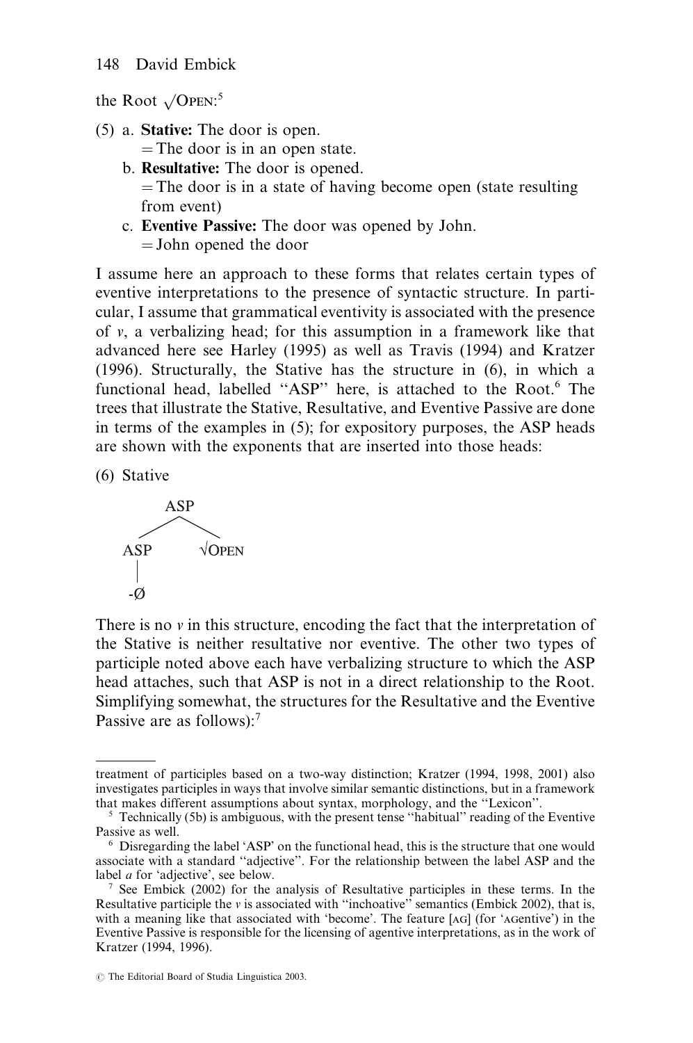the Root √OPEN:[5]

(5) a. **Stative:** The door is open.
   = The door is in an open state.

   b. **Resultative:** The door is opened.
   = The door is in a state of having become open (state resulting from event)

   c. **Eventive Passive:** The door was opened by John.
   = John opened the door

I assume here an approach to these forms that relates certain types of eventive interpretations to the presence of syntactic structure. In particular, I assume that grammatical eventivity is associated with the presence of *v*, a verbalizing head; for this assumption in a framework like that advanced here see Harley (1995) as well as Travis (1994) and Kratzer (1996). Structurally, the Stative has the structure in (6), in which a functional head, labelled "ASP" here, is attached to the Root.[6] The trees that illustrate the Stative, Resultative, and Eventive Passive are done in terms of the examples in (5); for expository purposes, the ASP heads are shown with the exponents that are inserted into those heads:

(6) Stative

```
      ASP
     /   \
   ASP   √OPEN
    |
   -Ø
```

There is no *v* in this structure, encoding the fact that the interpretation of the Stative is neither resultative nor eventive. The other two types of participle noted above each have verbalizing structure to which the ASP head attaches, such that ASP is not in a direct relationship to the Root. Simplifying somewhat, the structures for the Resultative and the Eventive Passive are as follows):[7]

---

treatment of participles based on a two-way distinction; Kratzer (1994, 1998, 2001) also investigates participles in ways that involve similar semantic distinctions, but in a framework that makes different assumptions about syntax, morphology, and the "Lexicon".

[5] Technically (5b) is ambiguous, with the present tense "habitual" reading of the Eventive Passive as well.

[6] Disregarding the label 'ASP' on the functional head, this is the structure that one would associate with a standard "adjective". For the relationship between the label ASP and the label *a* for 'adjective', see below.

[7] See Embick (2002) for the analysis of Resultative participles in these terms. In the Resultative participle the *v* is associated with "inchoative" semantics (Embick 2002), that is, with a meaning like that associated with 'become'. The feature [AG] (for 'AGentive') in the Eventive Passive is responsible for the licensing of agentive interpretations, as in the work of Kratzer (1994, 1996).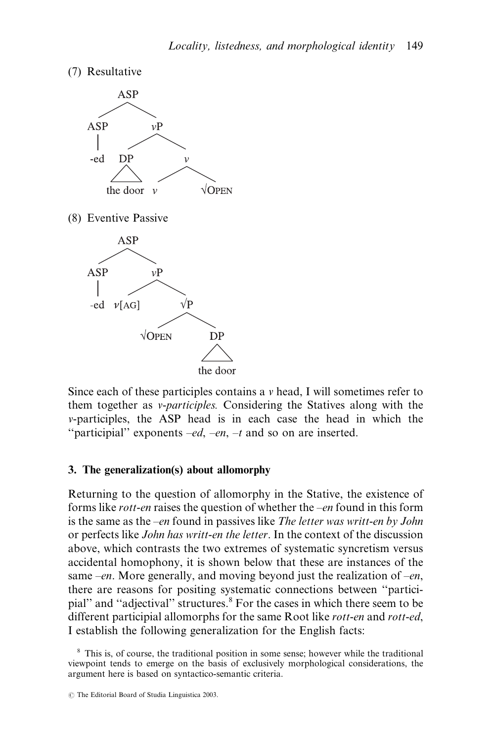(7) Resultative

```
        ASP
       /    \
    ASP      vP
     |      /   \
   -ed    DP      v
          △     /   \
     the door  v    √OPEN
```

(8) Eventive Passive

```
        ASP
       /    \
    ASP      vP
     |      /   \
   -ed   v[AG]   √P
                /   \
            √OPEN    DP
                     △
                  the door
```

Since each of these participles contains a *v* head, I will sometimes refer to them together as *v-participles.* Considering the Statives along with the *v*-participles, the ASP head is in each case the head in which the "participial" exponents *–ed*, *–en*, *–t* and so on are inserted.

### 3. The generalization(s) about allomorphy

Returning to the question of allomorphy in the Stative, the existence of forms like *rott-en* raises the question of whether the *–en* found in this form is the same as the *–en* found in passives like *The letter was writt-en by John* or perfects like *John has writt-en the letter*. In the context of the discussion above, which contrasts the two extremes of systematic syncretism versus accidental homophony, it is shown below that these are instances of the same *–en*. More generally, and moving beyond just the realization of *–en*, there are reasons for positing systematic connections between "participial" and "adjectival" structures.[8] For the cases in which there seem to be different participial allomorphs for the same Root like *rott-en* and *rott-ed*, I establish the following generalization for the English facts:

[8] This is, of course, the traditional position in some sense; however while the traditional viewpoint tends to emerge on the basis of exclusively morphological considerations, the argument here is based on syntactico-semantic criteria.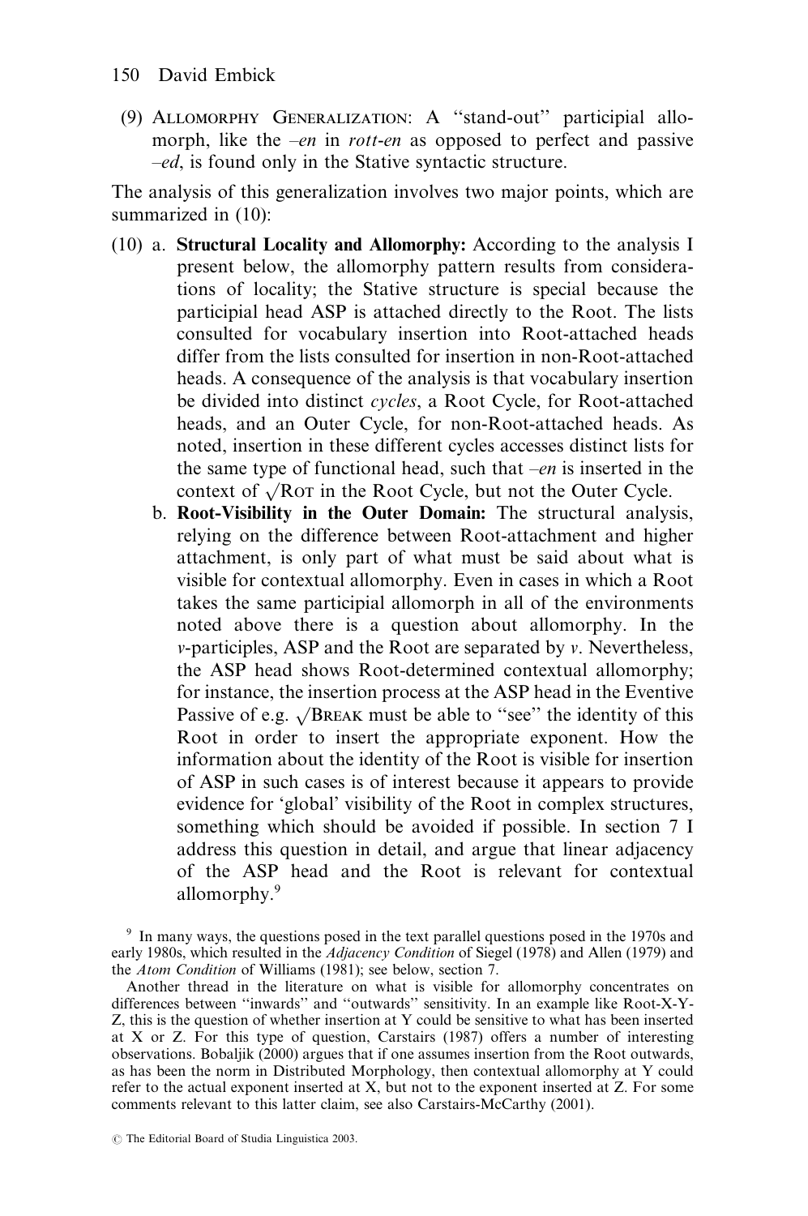(9) Allomorphy Generalization: A ''stand-out'' participial allomorph, like the *–en* in *rott-en* as opposed to perfect and passive *–ed*, is found only in the Stative syntactic structure.

The analysis of this generalization involves two major points, which are summarized in (10):

(10) a. **Structural Locality and Allomorphy:** According to the analysis I present below, the allomorphy pattern results from considerations of locality; the Stative structure is special because the participial head ASP is attached directly to the Root. The lists consulted for vocabulary insertion into Root-attached heads differ from the lists consulted for insertion in non-Root-attached heads. A consequence of the analysis is that vocabulary insertion be divided into distinct *cycles*, a Root Cycle, for Root-attached heads, and an Outer Cycle, for non-Root-attached heads. As noted, insertion in these different cycles accesses distinct lists for the same type of functional head, such that *–en* is inserted in the context of $\sqrt{}$Rot in the Root Cycle, but not the Outer Cycle.

b. **Root-Visibility in the Outer Domain:** The structural analysis, relying on the difference between Root-attachment and higher attachment, is only part of what must be said about what is visible for contextual allomorphy. Even in cases in which a Root takes the same participial allomorph in all of the environments noted above there is a question about allomorphy. In the *v*-participles, ASP and the Root are separated by *v*. Nevertheless, the ASP head shows Root-determined contextual allomorphy; for instance, the insertion process at the ASP head in the Eventive Passive of e.g. $\sqrt{}$Break must be able to ''see'' the identity of this Root in order to insert the appropriate exponent. How the information about the identity of the Root is visible for insertion of ASP in such cases is of interest because it appears to provide evidence for 'global' visibility of the Root in complex structures, something which should be avoided if possible. In section 7 I address this question in detail, and argue that linear adjacency of the ASP head and the Root is relevant for contextual allomorphy.[9]

[9] In many ways, the questions posed in the text parallel questions posed in the 1970s and early 1980s, which resulted in the *Adjacency Condition* of Siegel (1978) and Allen (1979) and the *Atom Condition* of Williams (1981); see below, section 7.

Another thread in the literature on what is visible for allomorphy concentrates on differences between ''inwards'' and ''outwards'' sensitivity. In an example like Root-X-Y-Z, this is the question of whether insertion at Y could be sensitive to what has been inserted at X or Z. For this type of question, Carstairs (1987) offers a number of interesting observations. Bobaljik (2000) argues that if one assumes insertion from the Root outwards, as has been the norm in Distributed Morphology, then contextual allomorphy at Y could refer to the actual exponent inserted at X, but not to the exponent inserted at Z. For some comments relevant to this latter claim, see also Carstairs-McCarthy (2001).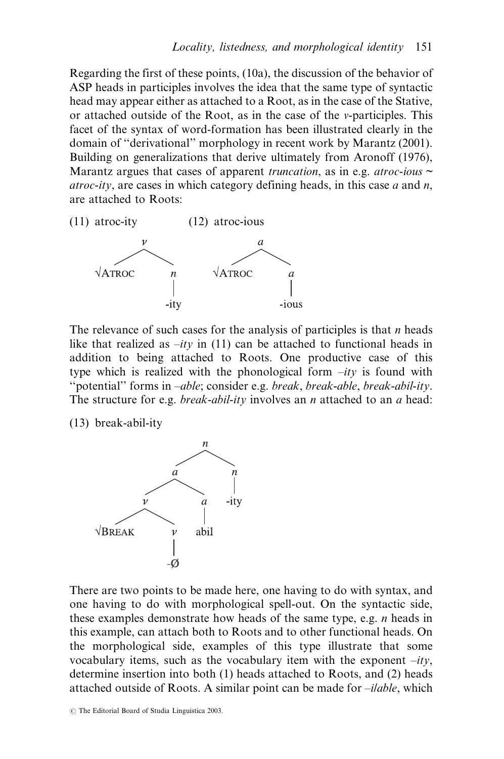Regarding the first of these points, (10a), the discussion of the behavior of ASP heads in participles involves the idea that the same type of syntactic head may appear either as attached to a Root, as in the case of the Stative, or attached outside of the Root, as in the case of the *v*-participles. This facet of the syntax of word-formation has been illustrated clearly in the domain of "derivational" morphology in recent work by Marantz (2001). Building on generalizations that derive ultimately from Aronoff (1976), Marantz argues that cases of apparent *truncation*, as in e.g. *atroc-ious* ~ *atroc-ity*, are cases in which category defining heads, in this case *a* and *n*, are attached to Roots:

(11) atroc-ity

```
        v
       / \
  √ATROC   n
           |
         -ity
```

(12) atroc-ious

```
        a
       / \
  √ATROC   a
           |
         -ious
```

The relevance of such cases for the analysis of participles is that *n* heads like that realized as *–ity* in (11) can be attached to functional heads in addition to being attached to Roots. One productive case of this type which is realized with the phonological form *–ity* is found with "potential" forms in *–able*; consider e.g. *break*, *break-able*, *break-abil-ity*. The structure for e.g. *break-abil-ity* involves an *n* attached to an *a* head:

(13) break-abil-ity

```
                n
               / \
              a   n
             / \  |
            v   a -ity
           / \  |
     √BREAK   v abil
              |
             -Ø
```

There are two points to be made here, one having to do with syntax, and one having to do with morphological spell-out. On the syntactic side, these examples demonstrate how heads of the same type, e.g. *n* heads in this example, can attach both to Roots and to other functional heads. On the morphological side, examples of this type illustrate that some vocabulary items, such as the vocabulary item with the exponent *–ity*, determine insertion into both (1) heads attached to Roots, and (2) heads attached outside of Roots. A similar point can be made for *–i/able*, which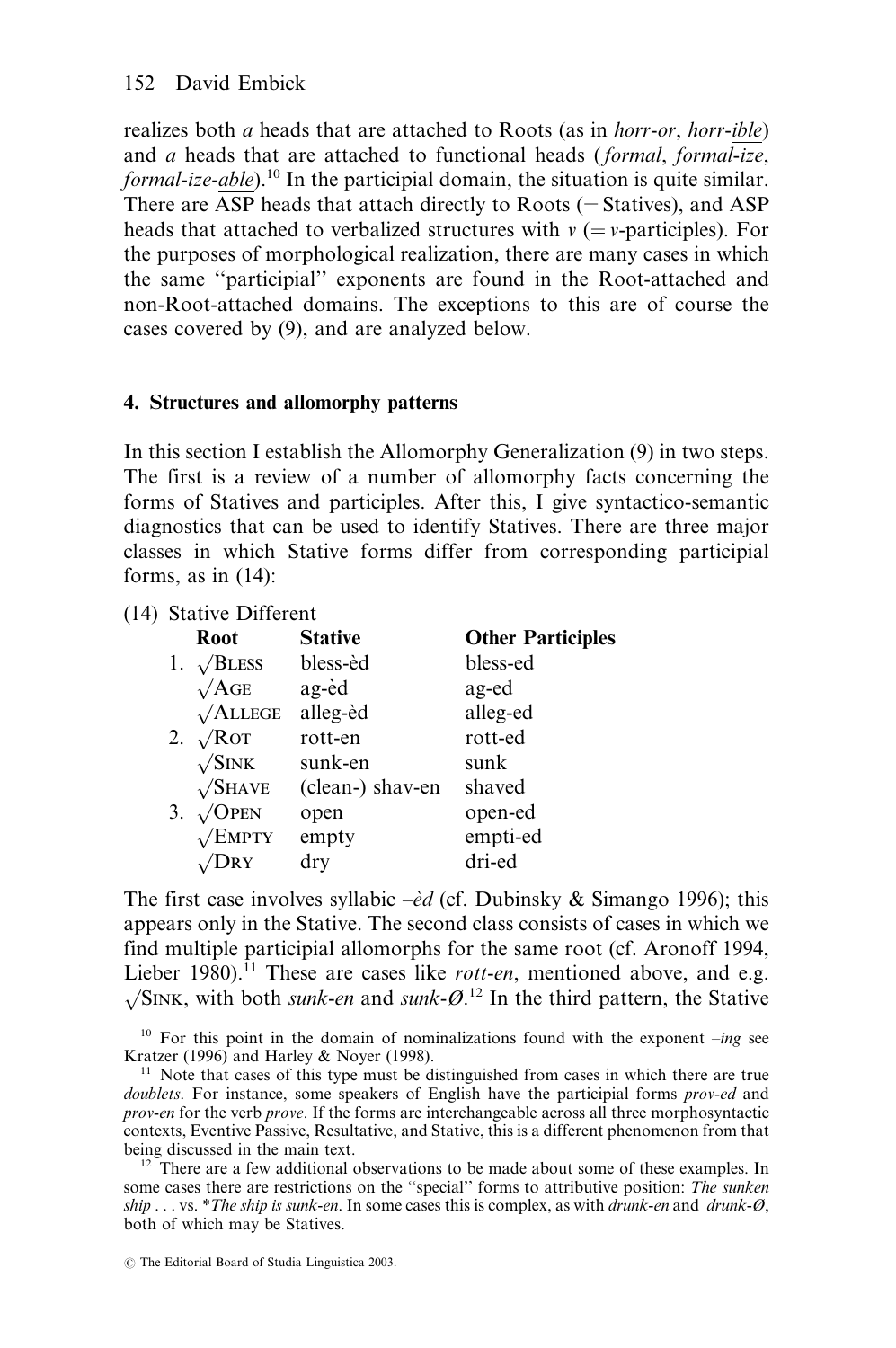realizes both *a* heads that are attached to Roots (as in *horr-or*, *horr-ible*) and *a* heads that are attached to functional heads (*formal*, *formal-ize*, *formal-ize-able*).[10] In the participial domain, the situation is quite similar. There are ASP heads that attach directly to Roots (= Statives), and ASP heads that attached to verbalized structures with *v* (= *v*-participles). For the purposes of morphological realization, there are many cases in which the same "participial" exponents are found in the Root-attached and non-Root-attached domains. The exceptions to this are of course the cases covered by (9), and are analyzed below.

### 4. Structures and allomorphy patterns

In this section I establish the Allomorphy Generalization (9) in two steps. The first is a review of a number of allomorphy facts concerning the forms of Statives and participles. After this, I give syntactico-semantic diagnostics that can be used to identify Statives. There are three major classes in which Stative forms differ from corresponding participial forms, as in (14):

(14) Stative Different

| | Root | Stative | Other Participles |
|---|---|---|---|
| 1. | √BLESS | bless-èd | bless-ed |
| | √AGE | ag-èd | ag-ed |
| | √ALLEGE | alleg-èd | alleg-ed |
| 2. | √ROT | rott-en | rott-ed |
| | √SINK | sunk-en | sunk |
| | √SHAVE | (clean-) shav-en | shaved |
| 3. | √OPEN | open | open-ed |
| | √EMPTY | empty | empti-ed |
| | √DRY | dry | dri-ed |

The first case involves syllabic *–èd* (cf. Dubinsky & Simango 1996); this appears only in the Stative. The second class consists of cases in which we find multiple participial allomorphs for the same root (cf. Aronoff 1994, Lieber 1980).[11] These are cases like *rott-en*, mentioned above, and e.g. √SINK, with both *sunk-en* and *sunk-Ø*.[12] In the third pattern, the Stative

[10] For this point in the domain of nominalizations found with the exponent *–ing* see Kratzer (1996) and Harley & Noyer (1998).

[11] Note that cases of this type must be distinguished from cases in which there are true *doublets*. For instance, some speakers of English have the participial forms *prov-ed* and *prov-en* for the verb *prove*. If the forms are interchangeable across all three morphosyntactic contexts, Eventive Passive, Resultative, and Stative, this is a different phenomenon from that being discussed in the main text.

[12] There are a few additional observations to be made about some of these examples. In some cases there are restrictions on the "special" forms to attributive position: *The sunken ship* . . . vs. \**The ship is sunk-en*. In some cases this is complex, as with *drunk-en* and *drunk-Ø*, both of which may be Statives.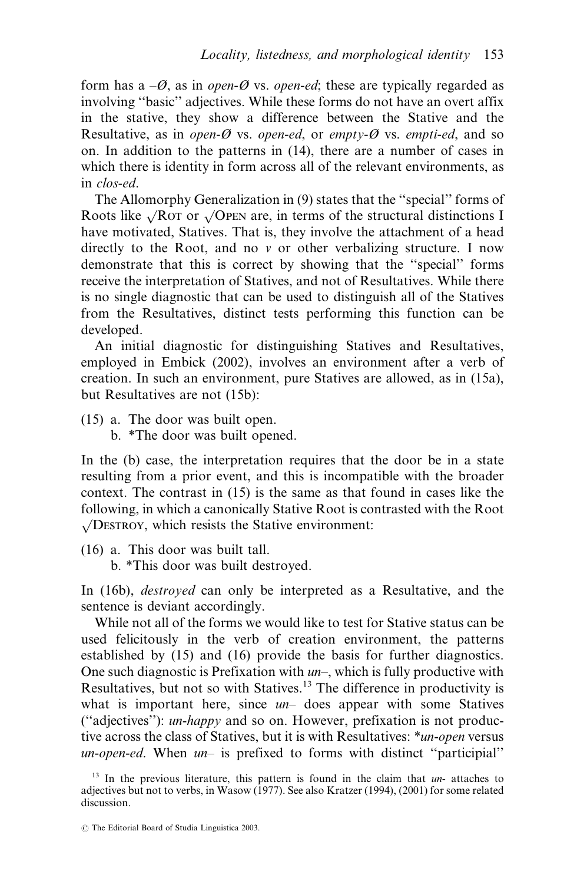form has a –Ø, as in *open-Ø* vs. *open-ed*; these are typically regarded as involving "basic" adjectives. While these forms do not have an overt affix in the stative, they show a difference between the Stative and the Resultative, as in *open-Ø* vs. *open-ed*, or *empty-Ø* vs. *empti-ed*, and so on. In addition to the patterns in (14), there are a number of cases in which there is identity in form across all of the relevant environments, as in *clos-ed*.

The Allomorphy Generalization in (9) states that the "special" forms of Roots like √Rot or √Open are, in terms of the structural distinctions I have motivated, Statives. That is, they involve the attachment of a head directly to the Root, and no *v* or other verbalizing structure. I now demonstrate that this is correct by showing that the "special" forms receive the interpretation of Statives, and not of Resultatives. While there is no single diagnostic that can be used to distinguish all of the Statives from the Resultatives, distinct tests performing this function can be developed.

An initial diagnostic for distinguishing Statives and Resultatives, employed in Embick (2002), involves an environment after a verb of creation. In such an environment, pure Statives are allowed, as in (15a), but Resultatives are not (15b):

(15) a. The door was built open.
  b. *The door was built opened.

In the (b) case, the interpretation requires that the door be in a state resulting from a prior event, and this is incompatible with the broader context. The contrast in (15) is the same as that found in cases like the following, in which a canonically Stative Root is contrasted with the Root √Destroy, which resists the Stative environment:

(16) a. This door was built tall.
  b. *This door was built destroyed.

In (16b), *destroyed* can only be interpreted as a Resultative, and the sentence is deviant accordingly.

While not all of the forms we would like to test for Stative status can be used felicitously in the verb of creation environment, the patterns established by (15) and (16) provide the basis for further diagnostics. One such diagnostic is Prefixation with *un–*, which is fully productive with Resultatives, but not so with Statives.[13] The difference in productivity is what is important here, since *un–* does appear with some Statives ("adjectives"): *un-happy* and so on. However, prefixation is not productive across the class of Statives, but it is with Resultatives: **un-open* versus *un-open-ed*. When *un–* is prefixed to forms with distinct "participial"

[13] In the previous literature, this pattern is found in the claim that *un-* attaches to adjectives but not to verbs, in Wasow (1977). See also Kratzer (1994), (2001) for some related discussion.

© The Editorial Board of Studia Linguistica 2003.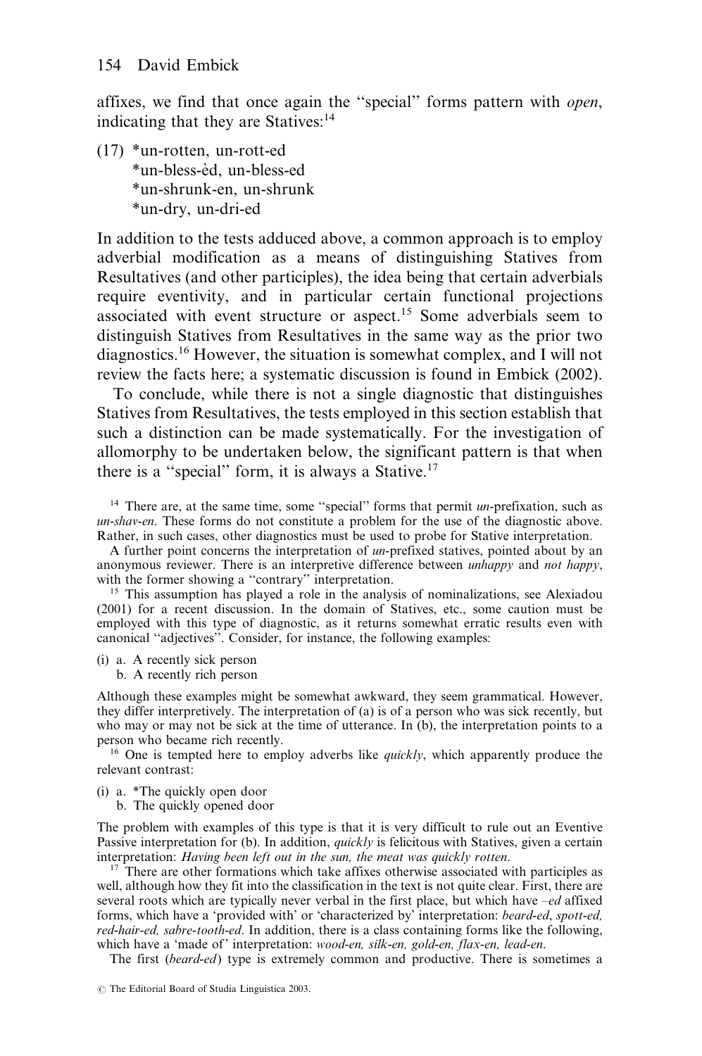affixes, we find that once again the ''special'' forms pattern with *open*, indicating that they are Statives:[14]

(17) *un-rotten, un-rott-ed
 *un-bless-èd, un-bless-ed
 *un-shrunk-en, un-shrunk
 *un-dry, un-dri-ed

In addition to the tests adduced above, a common approach is to employ adverbial modification as a means of distinguishing Statives from Resultatives (and other participles), the idea being that certain adverbials require eventivity, and in particular certain functional projections associated with event structure or aspect.[15] Some adverbials seem to distinguish Statives from Resultatives in the same way as the prior two diagnostics.[16] However, the situation is somewhat complex, and I will not review the facts here; a systematic discussion is found in Embick (2002).

To conclude, while there is not a single diagnostic that distinguishes Statives from Resultatives, the tests employed in this section establish that such a distinction can be made systematically. For the investigation of allomorphy to be undertaken below, the significant pattern is that when there is a ''special'' form, it is always a Stative.[17]

[14] There are, at the same time, some ''special'' forms that permit *un*-prefixation, such as *un-shav-en*. These forms do not constitute a problem for the use of the diagnostic above. Rather, in such cases, other diagnostics must be used to probe for Stative interpretation.

A further point concerns the interpretation of *un*-prefixed statives, pointed about by an anonymous reviewer. There is an interpretive difference between *unhappy* and *not happy*, with the former showing a ''contrary'' interpretation.

[15] This assumption has played a role in the analysis of nominalizations, see Alexiadou (2001) for a recent discussion. In the domain of Statives, etc., some caution must be employed with this type of diagnostic, as it returns somewhat erratic results even with canonical ''adjectives''. Consider, for instance, the following examples:

(i) a. A recently sick person
 b. A recently rich person

Although these examples might be somewhat awkward, they seem grammatical. However, they differ interpretively. The interpretation of (a) is of a person who was sick recently, but who may or may not be sick at the time of utterance. In (b), the interpretation points to a person who became rich recently.

[16] One is tempted here to employ adverbs like *quickly*, which apparently produce the relevant contrast:

(i) a. *The quickly open door
 b. The quickly opened door

The problem with examples of this type is that it is very difficult to rule out an Eventive Passive interpretation for (b). In addition, *quickly* is felicitous with Statives, given a certain interpretation: *Having been left out in the sun, the meat was quickly rotten.*

[17] There are other formations which take affixes otherwise associated with participles as well, although how they fit into the classification in the text is not quite clear. First, there are several roots which are typically never verbal in the first place, but which have *–ed* affixed forms, which have a 'provided with' or 'characterized by' interpretation: *beard-ed*, *spott-ed*, *red-hair-ed*, *sabre-tooth-ed*. In addition, there is a class containing forms like the following, which have a 'made of' interpretation: *wood-en*, *silk-en*, *gold-en*, *flax-en*, *lead-en*.

The first (*beard-ed*) type is extremely common and productive. There is sometimes a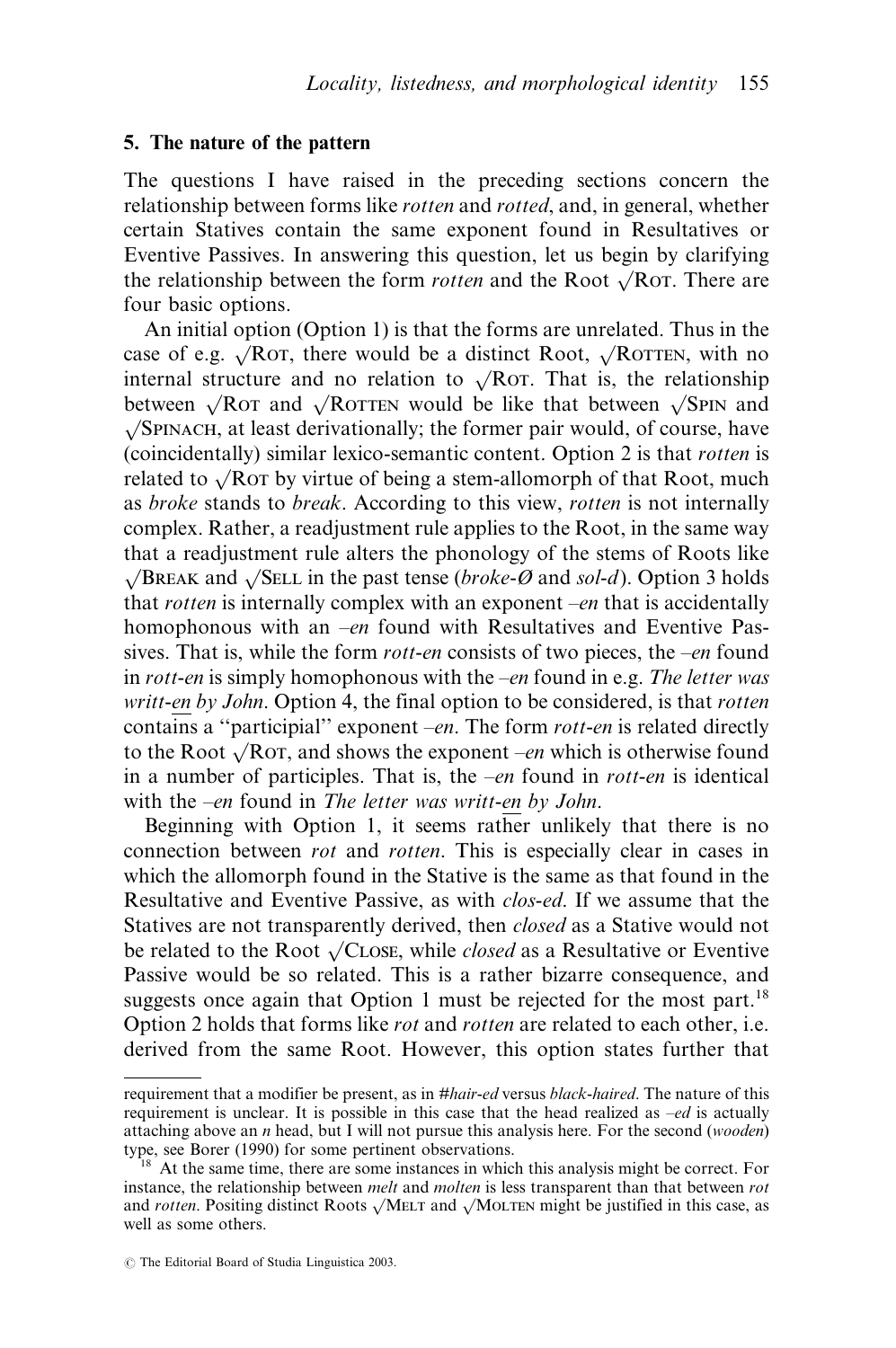## 5. The nature of the pattern

The questions I have raised in the preceding sections concern the relationship between forms like *rotten* and *rotted*, and, in general, whether certain Statives contain the same exponent found in Resultatives or Eventive Passives. In answering this question, let us begin by clarifying the relationship between the form *rotten* and the Root √ROT. There are four basic options.

An initial option (Option 1) is that the forms are unrelated. Thus in the case of e.g. √ROT, there would be a distinct Root, √ROTTEN, with no internal structure and no relation to √ROT. That is, the relationship between √ROT and √ROTTEN would be like that between √SPIN and √SPINACH, at least derivationally; the former pair would, of course, have (coincidentally) similar lexico-semantic content. Option 2 is that *rotten* is related to √ROT by virtue of being a stem-allomorph of that Root, much as *broke* stands to *break*. According to this view, *rotten* is not internally complex. Rather, a readjustment rule applies to the Root, in the same way that a readjustment rule alters the phonology of the stems of Roots like √BREAK and √SELL in the past tense (*broke-Ø* and *sol-d*). Option 3 holds that *rotten* is internally complex with an exponent *–en* that is accidentally homophonous with an *–en* found with Resultatives and Eventive Passives. That is, while the form *rott-en* consists of two pieces, the *–en* found in *rott-en* is simply homophonous with the *–en* found in e.g. *The letter was writt-en by John*. Option 4, the final option to be considered, is that *rotten* contains a "participial" exponent *–en*. The form *rott-en* is related directly to the Root √ROT, and shows the exponent *–en* which is otherwise found in a number of participles. That is, the *–en* found in *rott-en* is identical with the *–en* found in *The letter was writt-en by John*.

Beginning with Option 1, it seems rather unlikely that there is no connection between *rot* and *rotten*. This is especially clear in cases in which the allomorph found in the Stative is the same as that found in the Resultative and Eventive Passive, as with *clos-ed*. If we assume that the Statives are not transparently derived, then *closed* as a Stative would not be related to the Root √CLOSE, while *closed* as a Resultative or Eventive Passive would be so related. This is a rather bizarre consequence, and suggests once again that Option 1 must be rejected for the most part.[18] Option 2 holds that forms like *rot* and *rotten* are related to each other, i.e. derived from the same Root. However, this option states further that

---

requirement that a modifier be present, as in *#hair-ed* versus *black-haired*. The nature of this requirement is unclear. It is possible in this case that the head realized as *–ed* is actually attaching above an *n* head, but I will not pursue this analysis here. For the second (*wooden*) type, see Borer (1990) for some pertinent observations.

[18] At the same time, there are some instances in which this analysis might be correct. For instance, the relationship between *melt* and *molten* is less transparent than that between *rot* and *rotten*. Positing distinct Roots √MELT and √MOLTEN might be justified in this case, as well as some others.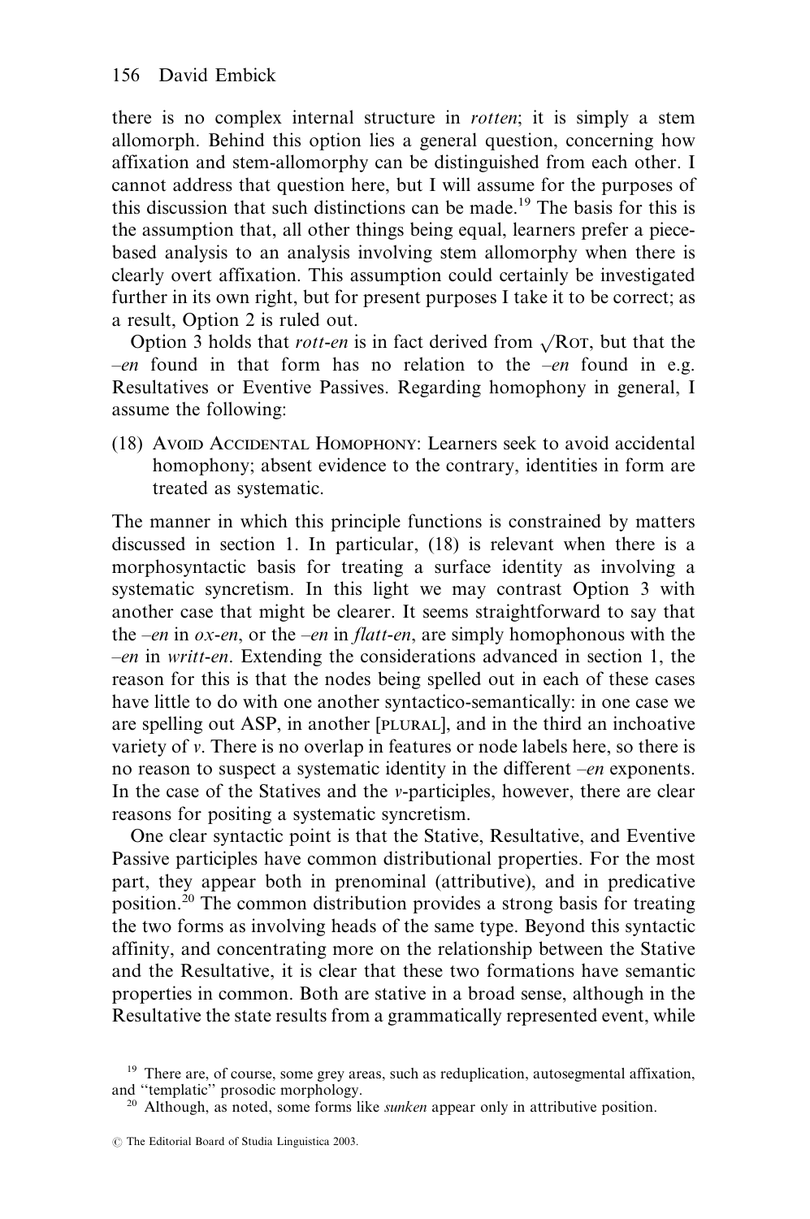there is no complex internal structure in *rotten*; it is simply a stem allomorph. Behind this option lies a general question, concerning how affixation and stem-allomorphy can be distinguished from each other. I cannot address that question here, but I will assume for the purposes of this discussion that such distinctions can be made.[19] The basis for this is the assumption that, all other things being equal, learners prefer a piece-based analysis to an analysis involving stem allomorphy when there is clearly overt affixation. This assumption could certainly be investigated further in its own right, but for present purposes I take it to be correct; as a result, Option 2 is ruled out.

Option 3 holds that *rott-en* is in fact derived from √ROT, but that the *–en* found in that form has no relation to the *–en* found in e.g. Resultatives or Eventive Passives. Regarding homophony in general, I assume the following:

(18) AVOID ACCIDENTAL HOMOPHONY: Learners seek to avoid accidental homophony; absent evidence to the contrary, identities in form are treated as systematic.

The manner in which this principle functions is constrained by matters discussed in section 1. In particular, (18) is relevant when there is a morphosyntactic basis for treating a surface identity as involving a systematic syncretism. In this light we may contrast Option 3 with another case that might be clearer. It seems straightforward to say that the *–en* in *ox-en*, or the *–en* in *flatt-en*, are simply homophonous with the *–en* in *writt-en*. Extending the considerations advanced in section 1, the reason for this is that the nodes being spelled out in each of these cases have little to do with one another syntactico-semantically: in one case we are spelling out ASP, in another [PLURAL], and in the third an inchoative variety of *v*. There is no overlap in features or node labels here, so there is no reason to suspect a systematic identity in the different *–en* exponents. In the case of the Statives and the *v*-participles, however, there are clear reasons for positing a systematic syncretism.

One clear syntactic point is that the Stative, Resultative, and Eventive Passive participles have common distributional properties. For the most part, they appear both in prenominal (attributive), and in predicative position.[20] The common distribution provides a strong basis for treating the two forms as involving heads of the same type. Beyond this syntactic affinity, and concentrating more on the relationship between the Stative and the Resultative, it is clear that these two formations have semantic properties in common. Both are stative in a broad sense, although in the Resultative the state results from a grammatically represented event, while

[19] There are, of course, some grey areas, such as reduplication, autosegmental affixation, and "templatic" prosodic morphology.

[20] Although, as noted, some forms like *sunken* appear only in attributive position.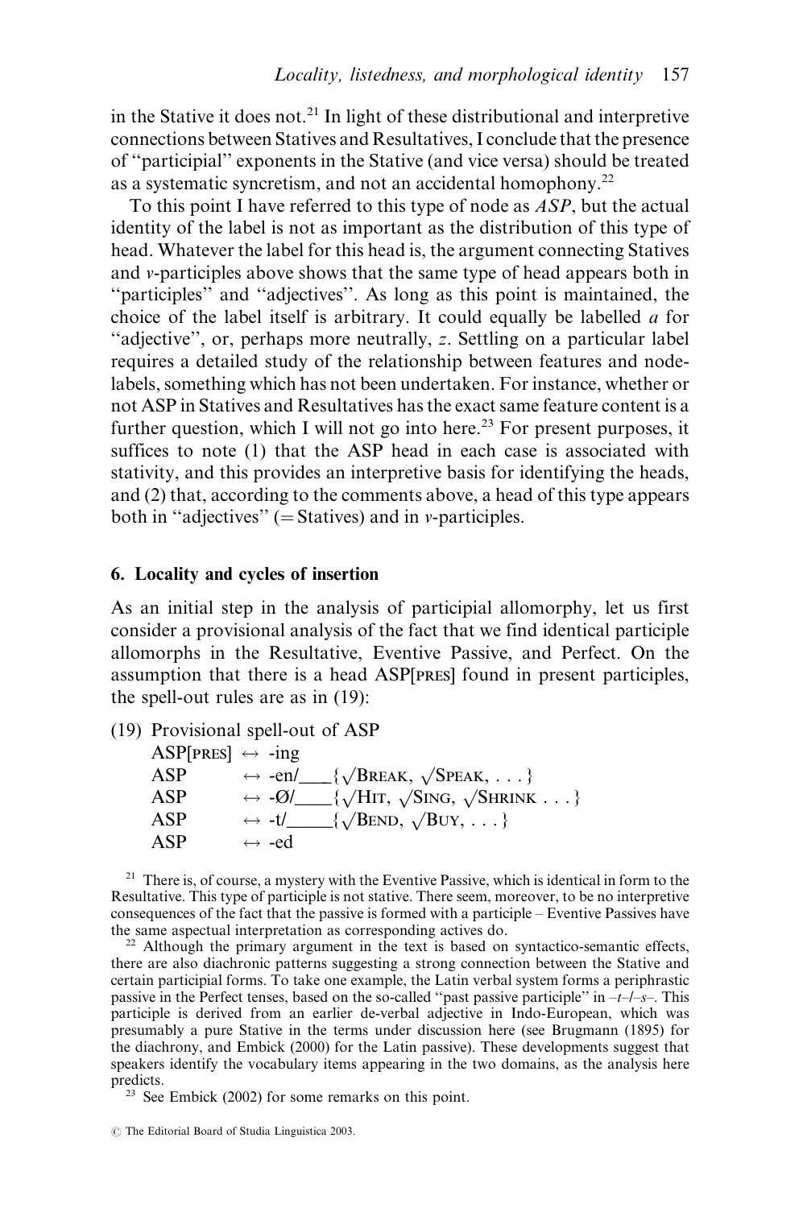in the Stative it does not.[21] In light of these distributional and interpretive connections between Statives and Resultatives, I conclude that the presence of ''participial'' exponents in the Stative (and vice versa) should be treated as a systematic syncretism, and not an accidental homophony.[22]

To this point I have referred to this type of node as *ASP*, but the actual identity of the label is not as important as the distribution of this type of head. Whatever the label for this head is, the argument connecting Statives and *v*-participles above shows that the same type of head appears both in ''participles'' and ''adjectives''. As long as this point is maintained, the choice of the label itself is arbitrary. It could equally be labelled *a* for ''adjective'', or, perhaps more neutrally, *z*. Settling on a particular label requires a detailed study of the relationship between features and node-labels, something which has not been undertaken. For instance, whether or not ASP in Statives and Resultatives has the exact same feature content is a further question, which I will not go into here.[23] For present purposes, it suffices to note (1) that the ASP head in each case is associated with stativity, and this provides an interpretive basis for identifying the heads, and (2) that, according to the comments above, a head of this type appears both in ''adjectives'' (= Statives) and in *v*-participles.

## 6. Locality and cycles of insertion

As an initial step in the analysis of participial allomorphy, let us first consider a provisional analysis of the fact that we find identical participle allomorphs in the Resultative, Eventive Passive, and Perfect. On the assumption that there is a head ASP[PRES] found in present participles, the spell-out rules are as in (19):

(19) Provisional spell-out of ASP

| | | |
|---|---|---|
| ASP[PRES] | ↔ | -ing |
| ASP | ↔ | -en/\_\_\_{√BREAK, √SPEAK, . . .} |
| ASP | ↔ | -Ø/\_\_\_{√HIT, √SING, √SHRINK . . .} |
| ASP | ↔ | -t/\_\_\_\_{√BEND, √BUY, . . .} |
| ASP | ↔ | -ed |

[21] There is, of course, a mystery with the Eventive Passive, which is identical in form to the Resultative. This type of participle is not stative. There seem, moreover, to be no interpretive consequences of the fact that the passive is formed with a participle – Eventive Passives have the same aspectual interpretation as corresponding actives do.

[22] Although the primary argument in the text is based on syntactico-semantic effects, there are also diachronic patterns suggesting a strong connection between the Stative and certain participial forms. To take one example, the Latin verbal system forms a periphrastic passive in the Perfect tenses, based on the so-called ''past passive participle'' in –*t*–/–*s*–. This participle is derived from an earlier de-verbal adjective in Indo-European, which was presumably a pure Stative in the terms under discussion here (see Brugmann (1895) for the diachrony, and Embick (2000) for the Latin passive). These developments suggest that speakers identify the vocabulary items appearing in the two domains, as the analysis here predicts.

[23] See Embick (2002) for some remarks on this point.

© The Editorial Board of Studia Linguistica 2003.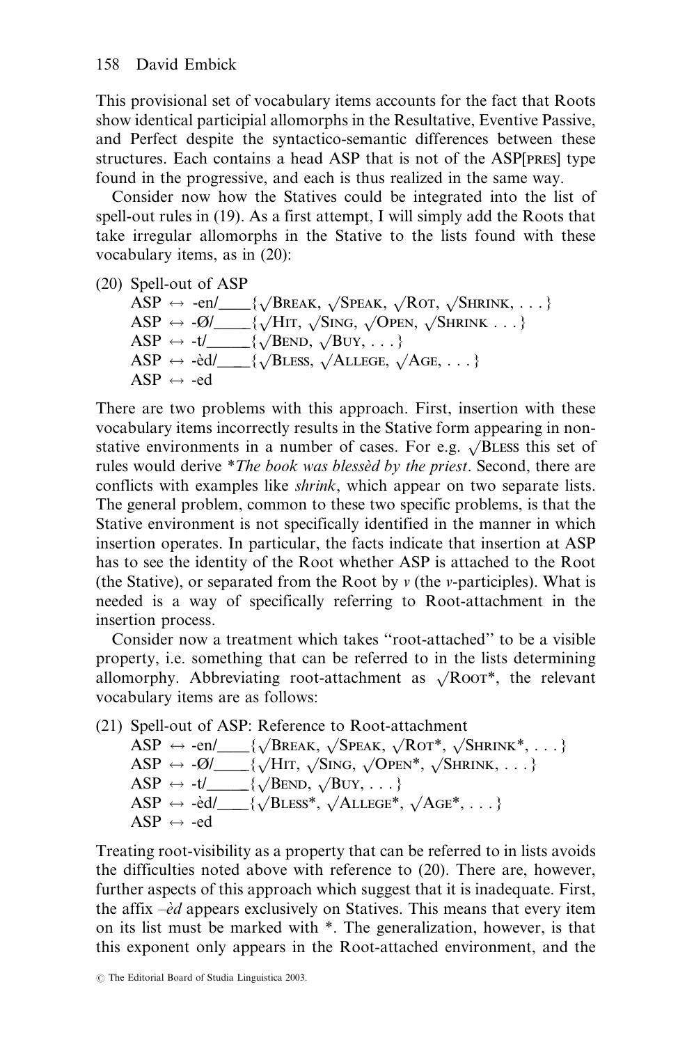This provisional set of vocabulary items accounts for the fact that Roots show identical participial allomorphs in the Resultative, Eventive Passive, and Perfect despite the syntactico-semantic differences between these structures. Each contains a head ASP that is not of the ASP[PRES] type found in the progressive, and each is thus realized in the same way.

Consider now how the Statives could be integrated into the list of spell-out rules in (19). As a first attempt, I will simply add the Roots that take irregular allomorphs in the Stative to the lists found with these vocabulary items, as in (20):

(20) Spell-out of ASP
ASP ↔ -en/____{√BREAK, √SPEAK, √ROT, √SHRINK, . . .}
ASP ↔ -Ø/____{√HIT, √SING, √OPEN, √SHRINK . . .}
ASP ↔ -t/_____{√BEND, √BUY, . . .}
ASP ↔ -èd/____{√BLESS, √ALLEGE, √AGE, . . .}
ASP ↔ -ed

There are two problems with this approach. First, insertion with these vocabulary items incorrectly results in the Stative form appearing in non-stative environments in a number of cases. For e.g. √BLESS this set of rules would derive \**The book was blessèd by the priest*. Second, there are conflicts with examples like *shrink*, which appear on two separate lists. The general problem, common to these two specific problems, is that the Stative environment is not specifically identified in the manner in which insertion operates. In particular, the facts indicate that insertion at ASP has to see the identity of the Root whether ASP is attached to the Root (the Stative), or separated from the Root by *v* (the *v*-participles). What is needed is a way of specifically referring to Root-attachment in the insertion process.

Consider now a treatment which takes "root-attached" to be a visible property, i.e. something that can be referred to in the lists determining allomorphy. Abbreviating root-attachment as √ROOT*, the relevant vocabulary items are as follows:

(21) Spell-out of ASP: Reference to Root-attachment
ASP ↔ -en/____{√BREAK, √SPEAK, √ROT*, √SHRINK*, . . .}
ASP ↔ -Ø/____{√HIT, √SING, √OPEN*, √SHRINK, . . .}
ASP ↔ -t/_____{√BEND, √BUY, . . .}
ASP ↔ -èd/____{√BLESS*, √ALLEGE*, √AGE*, . . .}
ASP ↔ -ed

Treating root-visibility as a property that can be referred to in lists avoids the difficulties noted above with reference to (20). There are, however, further aspects of this approach which suggest that it is inadequate. First, the affix *–èd* appears exclusively on Statives. This means that every item on its list must be marked with *. The generalization, however, is that this exponent only appears in the Root-attached environment, and the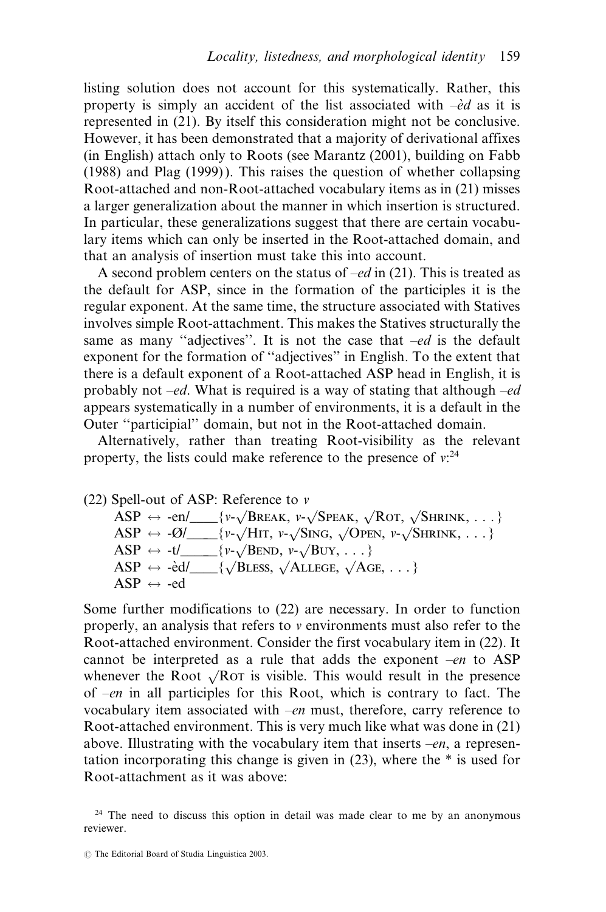listing solution does not account for this systematically. Rather, this property is simply an accident of the list associated with *–èd* as it is represented in (21). By itself this consideration might not be conclusive. However, it has been demonstrated that a majority of derivational affixes (in English) attach only to Roots (see Marantz (2001), building on Fabb (1988) and Plag (1999)). This raises the question of whether collapsing Root-attached and non-Root-attached vocabulary items as in (21) misses a larger generalization about the manner in which insertion is structured. In particular, these generalizations suggest that there are certain vocabulary items which can only be inserted in the Root-attached domain, and that an analysis of insertion must take this into account.

A second problem centers on the status of *–ed* in (21). This is treated as the default for ASP, since in the formation of the participles it is the regular exponent. At the same time, the structure associated with Statives involves simple Root-attachment. This makes the Statives structurally the same as many ''adjectives''. It is not the case that *–ed* is the default exponent for the formation of ''adjectives'' in English. To the extent that there is a default exponent of a Root-attached ASP head in English, it is probably not *–ed*. What is required is a way of stating that although *–ed* appears systematically in a number of environments, it is a default in the Outer ''participial'' domain, but not in the Root-attached domain.

Alternatively, rather than treating Root-visibility as the relevant property, the lists could make reference to the presence of *v*:[24]

(22) Spell-out of ASP: Reference to *v*

ASP ↔ -en/____{*v*-√BREAK, *v*-√SPEAK, √ROT, √SHRINK, . . .}
ASP ↔ -Ø/____{*v*-√HIT, *v*-√SING, √OPEN, *v*-√SHRINK, . . .}
ASP ↔ -t/_____{*v*-√BEND, *v*-√BUY, . . .}
ASP ↔ -èd/____{√BLESS, √ALLEGE, √AGE, . . .}
ASP ↔ -ed

Some further modifications to (22) are necessary. In order to function properly, an analysis that refers to *v* environments must also refer to the Root-attached environment. Consider the first vocabulary item in (22). It cannot be interpreted as a rule that adds the exponent *–en* to ASP whenever the Root √ROT is visible. This would result in the presence of *–en* in all participles for this Root, which is contrary to fact. The vocabulary item associated with *–en* must, therefore, carry reference to Root-attached environment. This is very much like what was done in (21) above. Illustrating with the vocabulary item that inserts *–en*, a representation incorporating this change is given in (23), where the * is used for Root-attachment as it was above:

[24] The need to discuss this option in detail was made clear to me by an anonymous reviewer.

© The Editorial Board of Studia Linguistica 2003.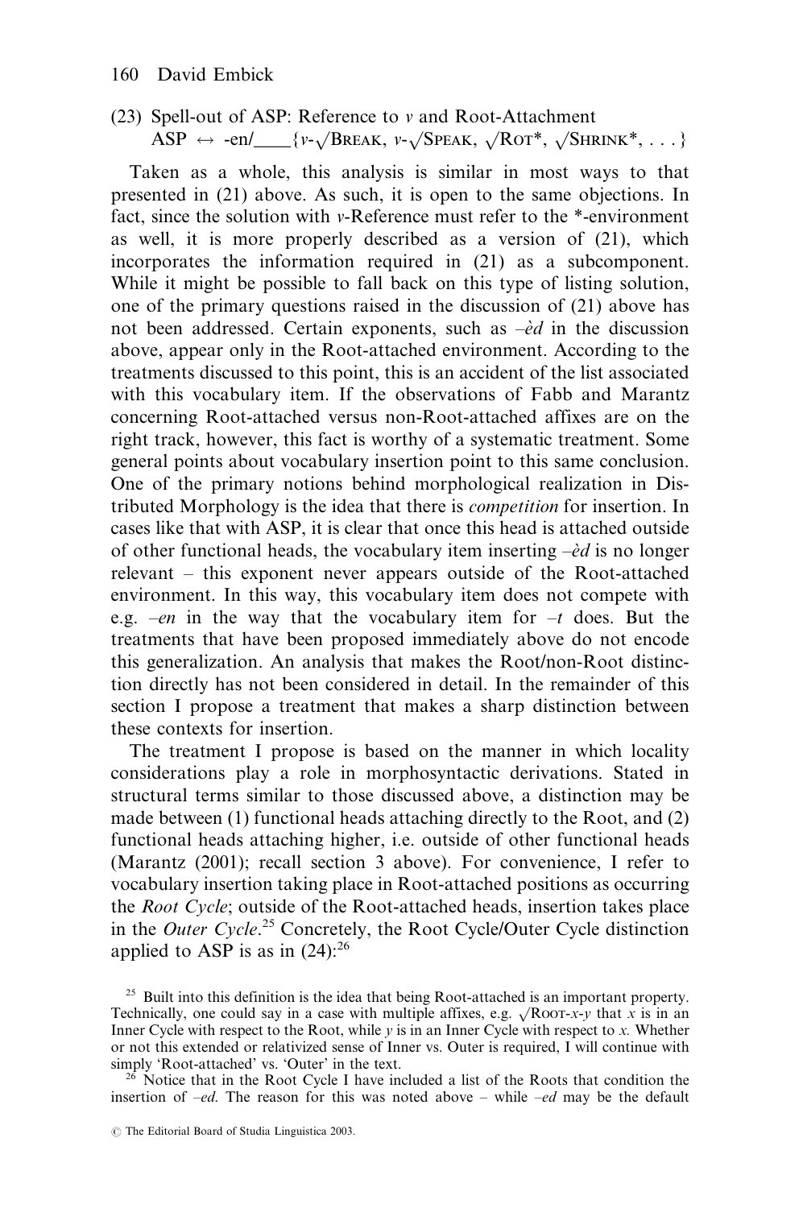(23) Spell-out of ASP: Reference to *v* and Root-Attachment
ASP ↔ -en/____{*v*-√Break, *v*-√Speak, √Rot*, √Shrink*, . . .}

Taken as a whole, this analysis is similar in most ways to that presented in (21) above. As such, it is open to the same objections. In fact, since the solution with *v*-Reference must refer to the *-environment as well, it is more properly described as a version of (21), which incorporates the information required in (21) as a subcomponent. While it might be possible to fall back on this type of listing solution, one of the primary questions raised in the discussion of (21) above has not been addressed. Certain exponents, such as *–èd* in the discussion above, appear only in the Root-attached environment. According to the treatments discussed to this point, this is an accident of the list associated with this vocabulary item. If the observations of Fabb and Marantz concerning Root-attached versus non-Root-attached affixes are on the right track, however, this fact is worthy of a systematic treatment. Some general points about vocabulary insertion point to this same conclusion. One of the primary notions behind morphological realization in Distributed Morphology is the idea that there is *competition* for insertion. In cases like that with ASP, it is clear that once this head is attached outside of other functional heads, the vocabulary item inserting *–èd* is no longer relevant – this exponent never appears outside of the Root-attached environment. In this way, this vocabulary item does not compete with e.g. *–en* in the way that the vocabulary item for *–t* does. But the treatments that have been proposed immediately above do not encode this generalization. An analysis that makes the Root/non-Root distinction directly has not been considered in detail. In the remainder of this section I propose a treatment that makes a sharp distinction between these contexts for insertion.

The treatment I propose is based on the manner in which locality considerations play a role in morphosyntactic derivations. Stated in structural terms similar to those discussed above, a distinction may be made between (1) functional heads attaching directly to the Root, and (2) functional heads attaching higher, i.e. outside of other functional heads (Marantz (2001); recall section 3 above). For convenience, I refer to vocabulary insertion taking place in Root-attached positions as occurring the *Root Cycle*; outside of the Root-attached heads, insertion takes place in the *Outer Cycle*.[25] Concretely, the Root Cycle/Outer Cycle distinction applied to ASP is as in (24):[26]

[25] Built into this definition is the idea that being Root-attached is an important property. Technically, one could say in a case with multiple affixes, e.g. √Root-*x*-*y* that *x* is in an Inner Cycle with respect to the Root, while *y* is in an Inner Cycle with respect to *x*. Whether or not this extended or relativized sense of Inner vs. Outer is required, I will continue with simply 'Root-attached' vs. 'Outer' in the text.

[26] Notice that in the Root Cycle I have included a list of the Roots that condition the insertion of *–ed*. The reason for this was noted above – while *–ed* may be the default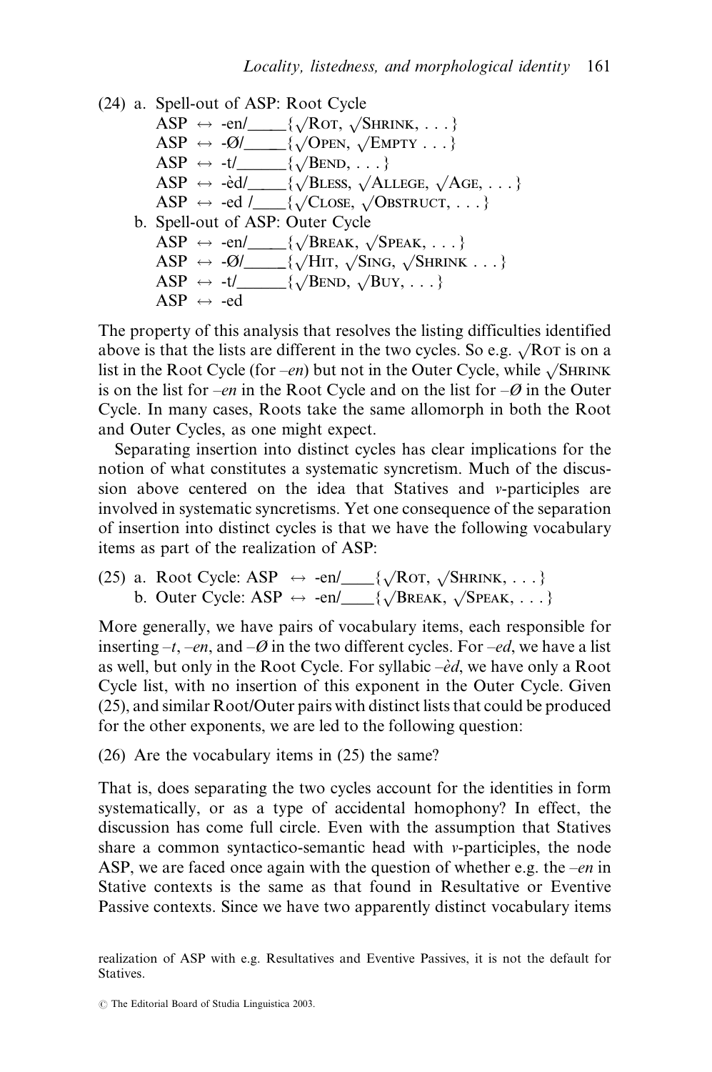(24) a. Spell-out of ASP: Root Cycle

ASP ↔ -en/\_\_\_\_{√ROT, √SHRINK, . . .}
ASP ↔ -Ø/\_\_\_\_{√OPEN, √EMPTY . . .}
ASP ↔ -t/\_\_\_\_{√BEND, . . .}
ASP ↔ -èd/\_\_\_\_{√BLESS, √ALLEGE, √AGE, . . .}
ASP ↔ -ed /\_\_\_\_{√CLOSE, √OBSTRUCT, . . .}

b. Spell-out of ASP: Outer Cycle

ASP ↔ -en/\_\_\_\_{√BREAK, √SPEAK, . . .}
ASP ↔ -Ø/\_\_\_\_{√HIT, √SING, √SHRINK . . .}
ASP ↔ -t/\_\_\_\_{√BEND, √BUY, . . .}
ASP ↔ -ed

The property of this analysis that resolves the listing difficulties identified above is that the lists are different in the two cycles. So e.g. √ROT is on a list in the Root Cycle (for *–en*) but not in the Outer Cycle, while √SHRINK is on the list for *–en* in the Root Cycle and on the list for *–Ø* in the Outer Cycle. In many cases, Roots take the same allomorph in both the Root and Outer Cycles, as one might expect.

Separating insertion into distinct cycles has clear implications for the notion of what constitutes a systematic syncretism. Much of the discussion above centered on the idea that Statives and *v*-participles are involved in systematic syncretisms. Yet one consequence of the separation of insertion into distinct cycles is that we have the following vocabulary items as part of the realization of ASP:

(25) a. Root Cycle: ASP ↔ -en/\_\_\_\_{√ROT, √SHRINK, . . .}
b. Outer Cycle: ASP ↔ -en/\_\_\_\_{√BREAK, √SPEAK, . . .}

More generally, we have pairs of vocabulary items, each responsible for inserting *–t*, *–en*, and *–Ø* in the two different cycles. For *–ed*, we have a list as well, but only in the Root Cycle. For syllabic *–èd*, we have only a Root Cycle list, with no insertion of this exponent in the Outer Cycle. Given (25), and similar Root/Outer pairs with distinct lists that could be produced for the other exponents, we are led to the following question:

(26) Are the vocabulary items in (25) the same?

That is, does separating the two cycles account for the identities in form systematically, or as a type of accidental homophony? In effect, the discussion has come full circle. Even with the assumption that Statives share a common syntactico-semantic head with *v*-participles, the node ASP, we are faced once again with the question of whether e.g. the *–en* in Stative contexts is the same as that found in Resultative or Eventive Passive contexts. Since we have two apparently distinct vocabulary items

realization of ASP with e.g. Resultatives and Eventive Passives, it is not the default for Statives.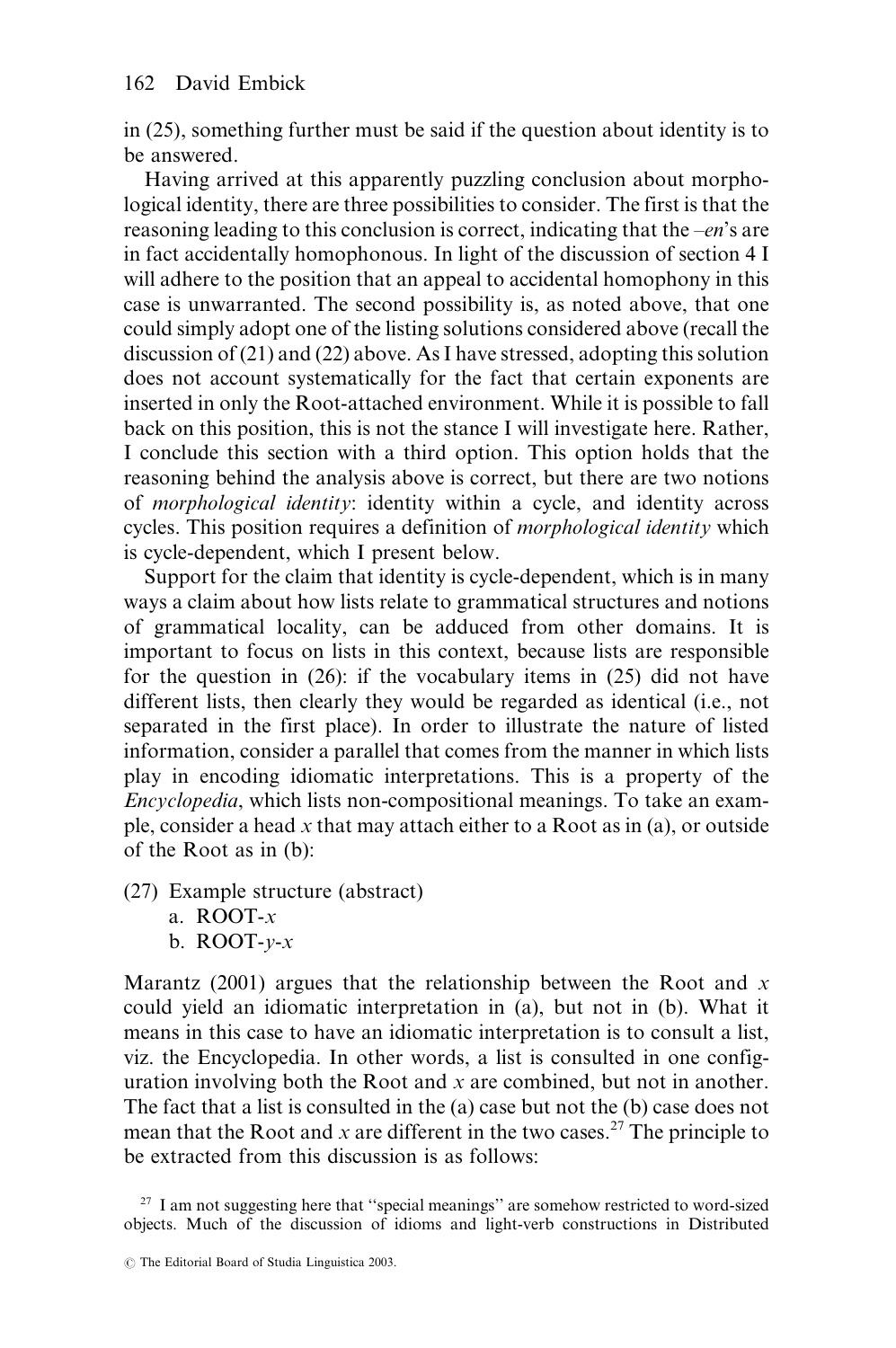in (25), something further must be said if the question about identity is to be answered.

Having arrived at this apparently puzzling conclusion about morphological identity, there are three possibilities to consider. The first is that the reasoning leading to this conclusion is correct, indicating that the *–en*'s are in fact accidentally homophonous. In light of the discussion of section 4 I will adhere to the position that an appeal to accidental homophony in this case is unwarranted. The second possibility is, as noted above, that one could simply adopt one of the listing solutions considered above (recall the discussion of (21) and (22) above. As I have stressed, adopting this solution does not account systematically for the fact that certain exponents are inserted in only the Root-attached environment. While it is possible to fall back on this position, this is not the stance I will investigate here. Rather, I conclude this section with a third option. This option holds that the reasoning behind the analysis above is correct, but there are two notions of *morphological identity*: identity within a cycle, and identity across cycles. This position requires a definition of *morphological identity* which is cycle-dependent, which I present below.

Support for the claim that identity is cycle-dependent, which is in many ways a claim about how lists relate to grammatical structures and notions of grammatical locality, can be adduced from other domains. It is important to focus on lists in this context, because lists are responsible for the question in (26): if the vocabulary items in (25) did not have different lists, then clearly they would be regarded as identical (i.e., not separated in the first place). In order to illustrate the nature of listed information, consider a parallel that comes from the manner in which lists play in encoding idiomatic interpretations. This is a property of the *Encyclopedia*, which lists non-compositional meanings. To take an example, consider a head $x$ that may attach either to a Root as in (a), or outside of the Root as in (b):

(27) Example structure (abstract)
  a. ROOT-$x$
  b. ROOT-$y$-$x$

Marantz (2001) argues that the relationship between the Root and $x$ could yield an idiomatic interpretation in (a), but not in (b). What it means in this case to have an idiomatic interpretation is to consult a list, viz. the Encyclopedia. In other words, a list is consulted in one configuration involving both the Root and $x$ are combined, but not in another. The fact that a list is consulted in the (a) case but not the (b) case does not mean that the Root and $x$ are different in the two cases.[27] The principle to be extracted from this discussion is as follows:

[27] I am not suggesting here that "special meanings" are somehow restricted to word-sized objects. Much of the discussion of idioms and light-verb constructions in Distributed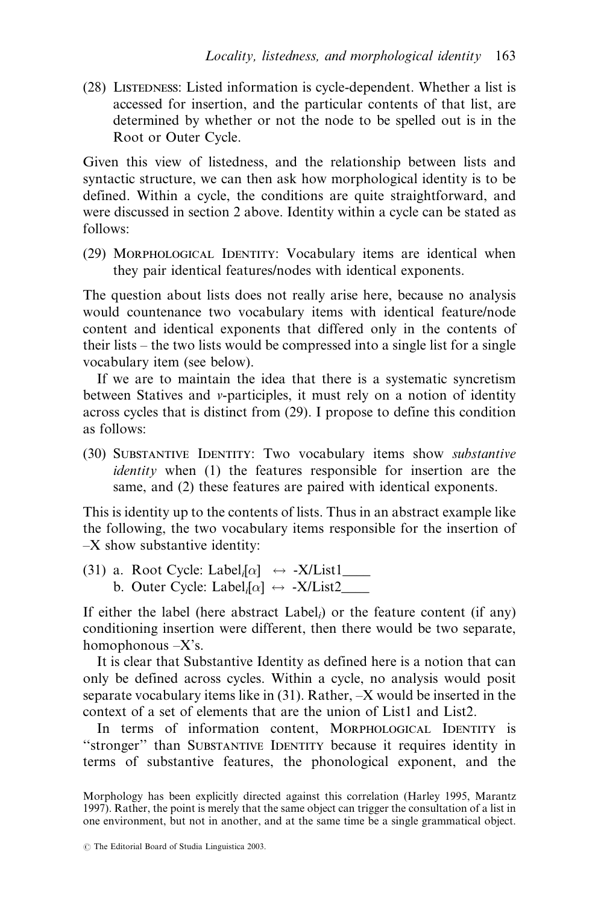(28) Listedness: Listed information is cycle-dependent. Whether a list is accessed for insertion, and the particular contents of that list, are determined by whether or not the node to be spelled out is in the Root or Outer Cycle.

Given this view of listedness, and the relationship between lists and syntactic structure, we can then ask how morphological identity is to be defined. Within a cycle, the conditions are quite straightforward, and were discussed in section 2 above. Identity within a cycle can be stated as follows:

(29) Morphological Identity: Vocabulary items are identical when they pair identical features/nodes with identical exponents.

The question about lists does not really arise here, because no analysis would countenance two vocabulary items with identical feature/node content and identical exponents that differed only in the contents of their lists – the two lists would be compressed into a single list for a single vocabulary item (see below).

If we are to maintain the idea that there is a systematic syncretism between Statives and *v*-participles, it must rely on a notion of identity across cycles that is distinct from (29). I propose to define this condition as follows:

(30) Substantive Identity: Two vocabulary items show *substantive identity* when (1) the features responsible for insertion are the same, and (2) these features are paired with identical exponents.

This is identity up to the contents of lists. Thus in an abstract example like the following, the two vocabulary items responsible for the insertion of –X show substantive identity:

(31) a. Root Cycle: $\text{Label}_i[\alpha] \leftrightarrow$ -X/List1____
b. Outer Cycle: $\text{Label}_i[\alpha] \leftrightarrow$ -X/List2____

If either the label (here abstract $\text{Label}_i$) or the feature content (if any) conditioning insertion were different, then there would be two separate, homophonous –X's.

It is clear that Substantive Identity as defined here is a notion that can only be defined across cycles. Within a cycle, no analysis would posit separate vocabulary items like in (31). Rather, –X would be inserted in the context of a set of elements that are the union of List1 and List2.

In terms of information content, Morphological Identity is "stronger" than Substantive Identity because it requires identity in terms of substantive features, the phonological exponent, and the

Morphology has been explicitly directed against this correlation (Harley 1995, Marantz 1997). Rather, the point is merely that the same object can trigger the consultation of a list in one environment, but not in another, and at the same time be a single grammatical object.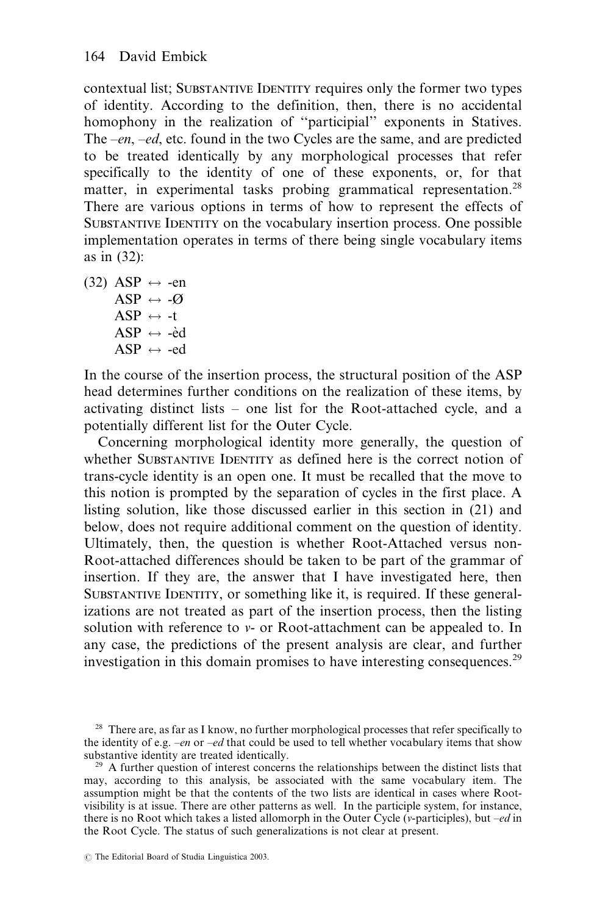contextual list; SUBSTANTIVE IDENTITY requires only the former two types of identity. According to the definition, then, there is no accidental homophony in the realization of ''participial'' exponents in Statives. The *–en*, *–ed*, etc. found in the two Cycles are the same, and are predicted to be treated identically by any morphological processes that refer specifically to the identity of one of these exponents, or, for that matter, in experimental tasks probing grammatical representation.[28] There are various options in terms of how to represent the effects of SUBSTANTIVE IDENTITY on the vocabulary insertion process. One possible implementation operates in terms of there being single vocabulary items as in (32):

(32) ASP ↔ -en
 ASP ↔ -Ø
 ASP ↔ -t
 ASP ↔ -èd
 ASP ↔ -ed

In the course of the insertion process, the structural position of the ASP head determines further conditions on the realization of these items, by activating distinct lists – one list for the Root-attached cycle, and a potentially different list for the Outer Cycle.

Concerning morphological identity more generally, the question of whether SUBSTANTIVE IDENTITY as defined here is the correct notion of trans-cycle identity is an open one. It must be recalled that the move to this notion is prompted by the separation of cycles in the first place. A listing solution, like those discussed earlier in this section in (21) and below, does not require additional comment on the question of identity. Ultimately, then, the question is whether Root-Attached versus non-Root-attached differences should be taken to be part of the grammar of insertion. If they are, the answer that I have investigated here, then SUBSTANTIVE IDENTITY, or something like it, is required. If these generalizations are not treated as part of the insertion process, then the listing solution with reference to *v*- or Root-attachment can be appealed to. In any case, the predictions of the present analysis are clear, and further investigation in this domain promises to have interesting consequences.[29]

[28] There are, as far as I know, no further morphological processes that refer specifically to the identity of e.g. *–en* or *–ed* that could be used to tell whether vocabulary items that show substantive identity are treated identically.

[29] A further question of interest concerns the relationships between the distinct lists that may, according to this analysis, be associated with the same vocabulary item. The assumption might be that the contents of the two lists are identical in cases where Root-visibility is at issue. There are other patterns as well. In the participle system, for instance, there is no Root which takes a listed allomorph in the Outer Cycle (*v*-participles), but *–ed* in the Root Cycle. The status of such generalizations is not clear at present.

© The Editorial Board of Studia Linguistica 2003.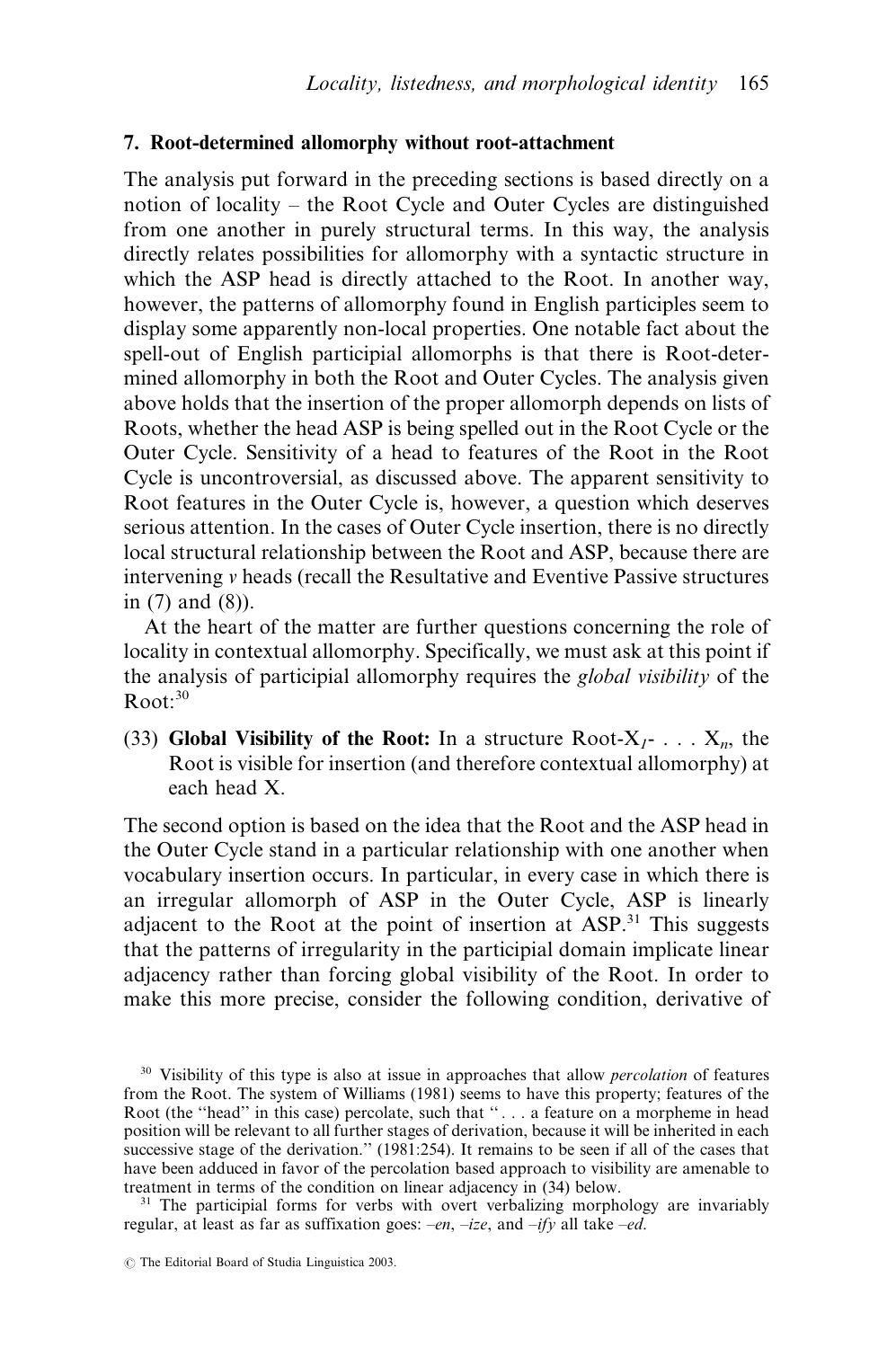## 7. Root-determined allomorphy without root-attachment

The analysis put forward in the preceding sections is based directly on a notion of locality – the Root Cycle and Outer Cycles are distinguished from one another in purely structural terms. In this way, the analysis directly relates possibilities for allomorphy with a syntactic structure in which the ASP head is directly attached to the Root. In another way, however, the patterns of allomorphy found in English participles seem to display some apparently non-local properties. One notable fact about the spell-out of English participial allomorphs is that there is Root-determined allomorphy in both the Root and Outer Cycles. The analysis given above holds that the insertion of the proper allomorph depends on lists of Roots, whether the head ASP is being spelled out in the Root Cycle or the Outer Cycle. Sensitivity of a head to features of the Root in the Root Cycle is uncontroversial, as discussed above. The apparent sensitivity to Root features in the Outer Cycle is, however, a question which deserves serious attention. In the cases of Outer Cycle insertion, there is no directly local structural relationship between the Root and ASP, because there are intervening *v* heads (recall the Resultative and Eventive Passive structures in (7) and (8)).

At the heart of the matter are further questions concerning the role of locality in contextual allomorphy. Specifically, we must ask at this point if the analysis of participial allomorphy requires the *global visibility* of the Root:[30]

(33) **Global Visibility of the Root:** In a structure Root-$X_1$- . . . $X_n$, the Root is visible for insertion (and therefore contextual allomorphy) at each head X.

The second option is based on the idea that the Root and the ASP head in the Outer Cycle stand in a particular relationship with one another when vocabulary insertion occurs. In particular, in every case in which there is an irregular allomorph of ASP in the Outer Cycle, ASP is linearly adjacent to the Root at the point of insertion at ASP.[31] This suggests that the patterns of irregularity in the participial domain implicate linear adjacency rather than forcing global visibility of the Root. In order to make this more precise, consider the following condition, derivative of

---

[30] Visibility of this type is also at issue in approaches that allow *percolation* of features from the Root. The system of Williams (1981) seems to have this property; features of the Root (the "head" in this case) percolate, such that ". . . a feature on a morpheme in head position will be relevant to all further stages of derivation, because it will be inherited in each successive stage of the derivation." (1981:254). It remains to be seen if all of the cases that have been adduced in favor of the percolation based approach to visibility are amenable to treatment in terms of the condition on linear adjacency in (34) below.

[31] The participial forms for verbs with overt verbalizing morphology are invariably regular, at least as far as suffixation goes: *–en*, *–ize*, and *–ify* all take *–ed*.

© The Editorial Board of Studia Linguistica 2003.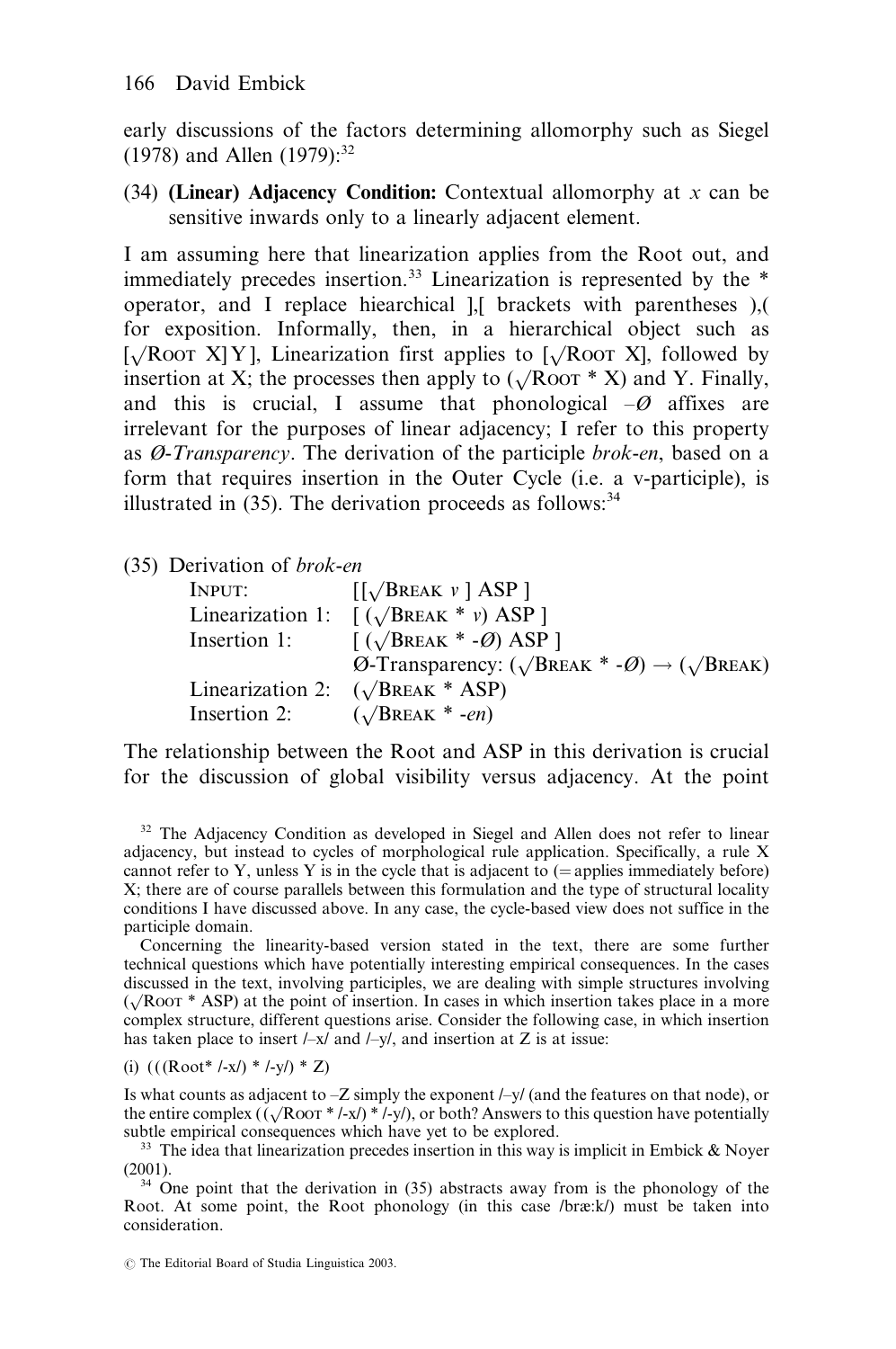early discussions of the factors determining allomorphy such as Siegel (1978) and Allen (1979):[32]

(34) **(Linear) Adjacency Condition:** Contextual allomorphy at *x* can be sensitive inwards only to a linearly adjacent element.

I am assuming here that linearization applies from the Root out, and immediately precedes insertion.[33] Linearization is represented by the * operator, and I replace hiearchical ],[ brackets with parentheses ),( for exposition. Informally, then, in a hierarchical object such as [√ROOT X]Y], Linearization first applies to [√ROOT X], followed by insertion at X; the processes then apply to (√ROOT * X) and Y. Finally, and this is crucial, I assume that phonological –Ø affixes are irrelevant for the purposes of linear adjacency; I refer to this property as *Ø-Transparency*. The derivation of the participle *brok-en*, based on a form that requires insertion in the Outer Cycle (i.e. a v-participle), is illustrated in (35). The derivation proceeds as follows:[34]

(35) Derivation of *brok-en*

| | |
|---|---|
| INPUT: | [[√BREAK *v* ] ASP ] |
| Linearization 1: | [ (√BREAK * *v*) ASP ] |
| Insertion 1: | [ (√BREAK * -Ø) ASP ] |
| | Ø-Transparency: (√BREAK * -Ø) → (√BREAK) |
| Linearization 2: | (√BREAK * ASP) |
| Insertion 2: | (√BREAK * -*en*) |

The relationship between the Root and ASP in this derivation is crucial for the discussion of global visibility versus adjacency. At the point

[32] The Adjacency Condition as developed in Siegel and Allen does not refer to linear adjacency, but instead to cycles of morphological rule application. Specifically, a rule X cannot refer to Y, unless Y is in the cycle that is adjacent to (= applies immediately before) X; there are of course parallels between this formulation and the type of structural locality conditions I have discussed above. In any case, the cycle-based view does not suffice in the participle domain.

Concerning the linearity-based version stated in the text, there are some further technical questions which have potentially interesting empirical consequences. In the cases discussed in the text, involving participles, we are dealing with simple structures involving (√ROOT * ASP) at the point of insertion. In cases in which insertion takes place in a more complex structure, different questions arise. Consider the following case, in which insertion has taken place to insert /–x/ and /–y/, and insertion at Z is at issue:

(i) (((Root* /-x/) * /-y/) * Z)

Is what counts as adjacent to –Z simply the exponent /–y/ (and the features on that node), or the entire complex ((√ROOT * /-x/) * /-y/), or both? Answers to this question have potentially subtle empirical consequences which have yet to be explored.

[33] The idea that linearization precedes insertion in this way is implicit in Embick & Noyer (2001).

[34] One point that the derivation in (35) abstracts away from is the phonology of the Root. At some point, the Root phonology (in this case /bræ:k/) must be taken into consideration.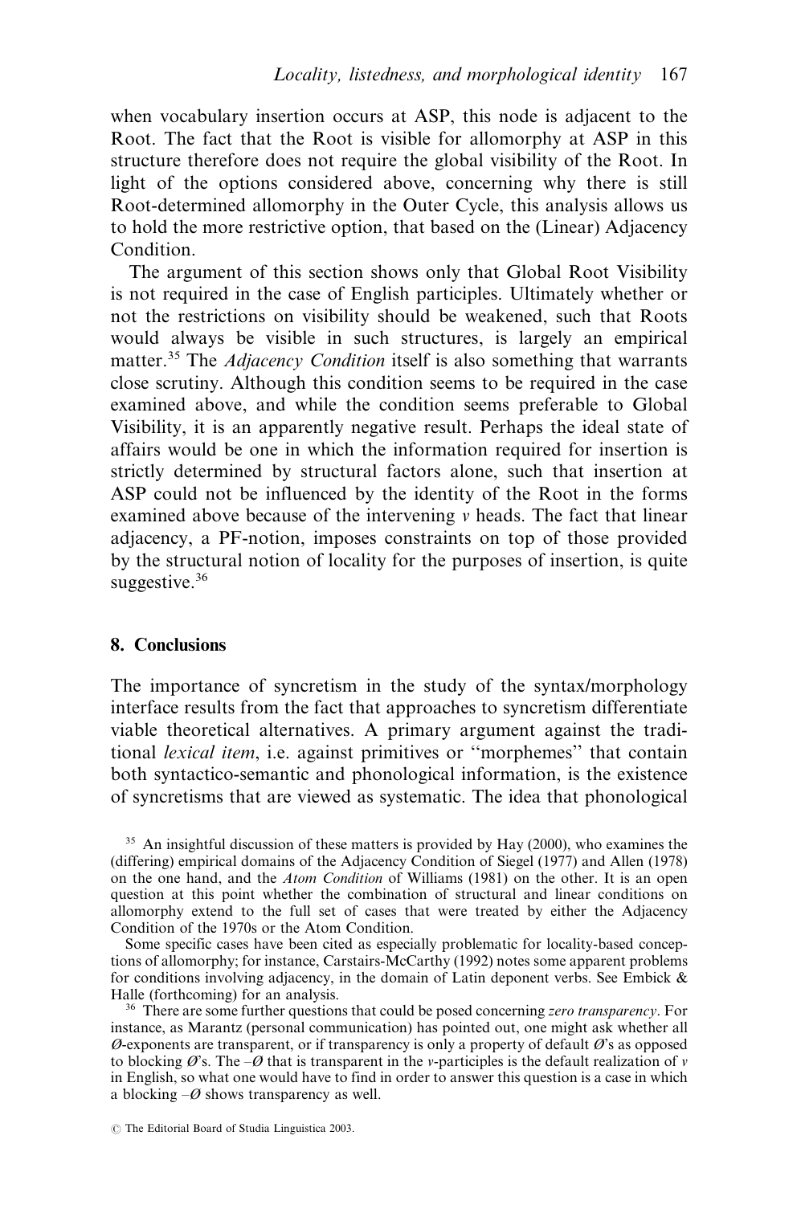when vocabulary insertion occurs at ASP, this node is adjacent to the Root. The fact that the Root is visible for allomorphy at ASP in this structure therefore does not require the global visibility of the Root. In light of the options considered above, concerning why there is still Root-determined allomorphy in the Outer Cycle, this analysis allows us to hold the more restrictive option, that based on the (Linear) Adjacency Condition.

The argument of this section shows only that Global Root Visibility is not required in the case of English participles. Ultimately whether or not the restrictions on visibility should be weakened, such that Roots would always be visible in such structures, is largely an empirical matter.[35] The *Adjacency Condition* itself is also something that warrants close scrutiny. Although this condition seems to be required in the case examined above, and while the condition seems preferable to Global Visibility, it is an apparently negative result. Perhaps the ideal state of affairs would be one in which the information required for insertion is strictly determined by structural factors alone, such that insertion at ASP could not be influenced by the identity of the Root in the forms examined above because of the intervening *v* heads. The fact that linear adjacency, a PF-notion, imposes constraints on top of those provided by the structural notion of locality for the purposes of insertion, is quite suggestive.[36]

## 8. Conclusions

The importance of syncretism in the study of the syntax/morphology interface results from the fact that approaches to syncretism differentiate viable theoretical alternatives. A primary argument against the traditional *lexical item*, i.e. against primitives or "morphemes" that contain both syntactico-semantic and phonological information, is the existence of syncretisms that are viewed as systematic. The idea that phonological

[35] An insightful discussion of these matters is provided by Hay (2000), who examines the (differing) empirical domains of the Adjacency Condition of Siegel (1977) and Allen (1978) on the one hand, and the *Atom Condition* of Williams (1981) on the other. It is an open question at this point whether the combination of structural and linear conditions on allomorphy extend to the full set of cases that were treated by either the Adjacency Condition of the 1970s or the Atom Condition.

Some specific cases have been cited as especially problematic for locality-based conceptions of allomorphy; for instance, Carstairs-McCarthy (1992) notes some apparent problems for conditions involving adjacency, in the domain of Latin deponent verbs. See Embick & Halle (forthcoming) for an analysis.

[36] There are some further questions that could be posed concerning *zero transparency*. For instance, as Marantz (personal communication) has pointed out, one might ask whether all Ø-exponents are transparent, or if transparency is only a property of default Ø's as opposed to blocking Ø's. The –Ø that is transparent in the *v*-participles is the default realization of *v* in English, so what one would have to find in order to answer this question is a case in which a blocking –Ø shows transparency as well.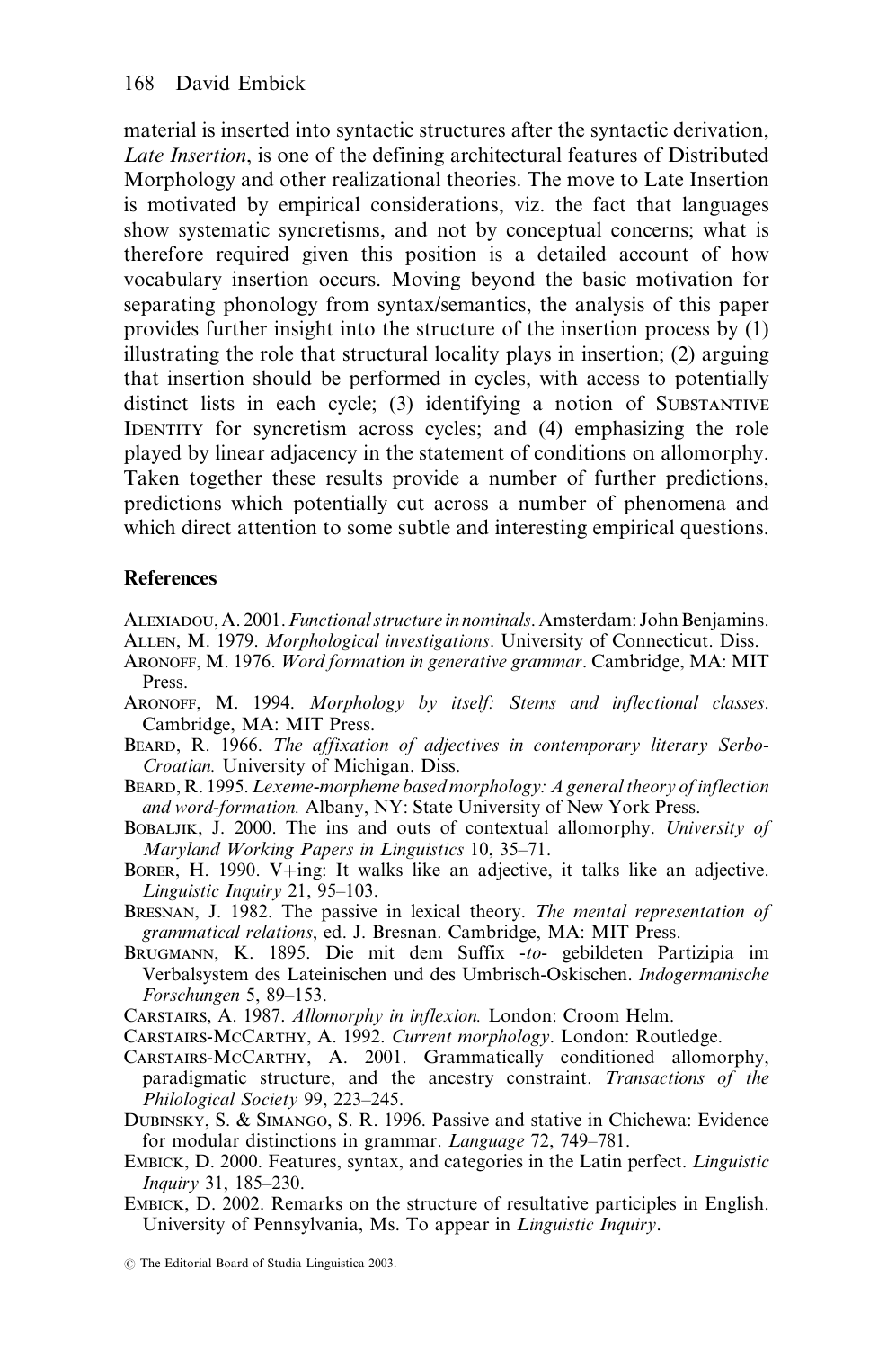material is inserted into syntactic structures after the syntactic derivation, *Late Insertion*, is one of the defining architectural features of Distributed Morphology and other realizational theories. The move to Late Insertion is motivated by empirical considerations, viz. the fact that languages show systematic syncretisms, and not by conceptual concerns; what is therefore required given this position is a detailed account of how vocabulary insertion occurs. Moving beyond the basic motivation for separating phonology from syntax/semantics, the analysis of this paper provides further insight into the structure of the insertion process by (1) illustrating the role that structural locality plays in insertion; (2) arguing that insertion should be performed in cycles, with access to potentially distinct lists in each cycle; (3) identifying a notion of SUBSTANTIVE IDENTITY for syncretism across cycles; and (4) emphasizing the role played by linear adjacency in the statement of conditions on allomorphy. Taken together these results provide a number of further predictions, predictions which potentially cut across a number of phenomena and which direct attention to some subtle and interesting empirical questions.

## References

ALEXIADOU, A. 2001. *Functional structure in nominals*. Amsterdam: John Benjamins.

ALLEN, M. 1979. *Morphological investigations*. University of Connecticut. Diss.

ARONOFF, M. 1976. *Word formation in generative grammar*. Cambridge, MA: MIT Press.

ARONOFF, M. 1994. *Morphology by itself: Stems and inflectional classes*. Cambridge, MA: MIT Press.

BEARD, R. 1966. *The affixation of adjectives in contemporary literary Serbo-Croatian.* University of Michigan. Diss.

BEARD, R. 1995. *Lexeme-morpheme based morphology: A general theory of inflection and word-formation.* Albany, NY: State University of New York Press.

BOBALJIK, J. 2000. The ins and outs of contextual allomorphy. *University of Maryland Working Papers in Linguistics* 10, 35–71.

BORER, H. 1990. V+ing: It walks like an adjective, it talks like an adjective. *Linguistic Inquiry* 21, 95–103.

BRESNAN, J. 1982. The passive in lexical theory. *The mental representation of grammatical relations*, ed. J. Bresnan. Cambridge, MA: MIT Press.

BRUGMANN, K. 1895. Die mit dem Suffix *-to-* gebildeten Partizipia im Verbalsystem des Lateinischen und des Umbrisch-Oskischen. *Indogermanische Forschungen* 5, 89–153.

CARSTAIRS, A. 1987. *Allomorphy in inflexion.* London: Croom Helm.

CARSTAIRS-MCCARTHY, A. 1992. *Current morphology*. London: Routledge.

CARSTAIRS-MCCARTHY, A. 2001. Grammatically conditioned allomorphy, paradigmatic structure, and the ancestry constraint. *Transactions of the Philological Society* 99, 223–245.

DUBINSKY, S. & SIMANGO, S. R. 1996. Passive and stative in Chichewa: Evidence for modular distinctions in grammar. *Language* 72, 749–781.

EMBICK, D. 2000. Features, syntax, and categories in the Latin perfect. *Linguistic Inquiry* 31, 185–230.

EMBICK, D. 2002. Remarks on the structure of resultative participles in English. University of Pennsylvania, Ms. To appear in *Linguistic Inquiry*.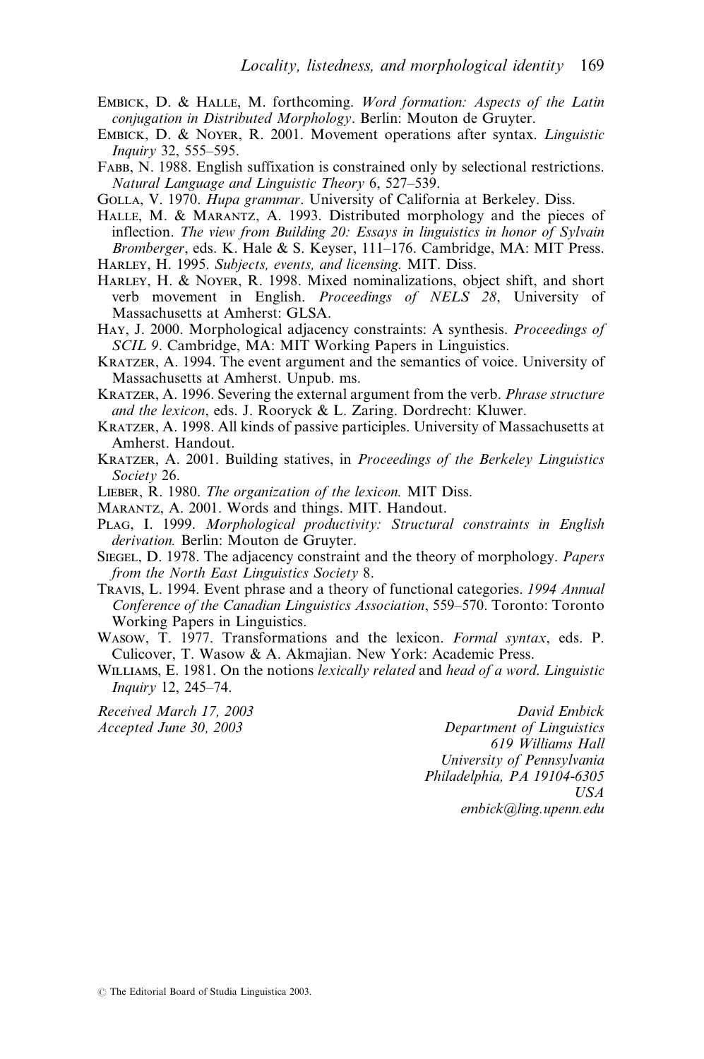Embick, D. & Halle, M. forthcoming. *Word formation: Aspects of the Latin conjugation in Distributed Morphology*. Berlin: Mouton de Gruyter.

Embick, D. & Noyer, R. 2001. Movement operations after syntax. *Linguistic Inquiry* 32, 555–595.

Fabb, N. 1988. English suffixation is constrained only by selectional restrictions. *Natural Language and Linguistic Theory* 6, 527–539.

Golla, V. 1970. *Hupa grammar*. University of California at Berkeley. Diss.

Halle, M. & Marantz, A. 1993. Distributed morphology and the pieces of inflection. *The view from Building 20: Essays in linguistics in honor of Sylvain Bromberger*, eds. K. Hale & S. Keyser, 111–176. Cambridge, MA: MIT Press.

Harley, H. 1995. *Subjects, events, and licensing.* MIT. Diss.

Harley, H. & Noyer, R. 1998. Mixed nominalizations, object shift, and short verb movement in English. *Proceedings of NELS 28*, University of Massachusetts at Amherst: GLSA.

Hay, J. 2000. Morphological adjacency constraints: A synthesis. *Proceedings of SCIL 9*. Cambridge, MA: MIT Working Papers in Linguistics.

Kratzer, A. 1994. The event argument and the semantics of voice. University of Massachusetts at Amherst. Unpub. ms.

Kratzer, A. 1996. Severing the external argument from the verb. *Phrase structure and the lexicon*, eds. J. Rooryck & L. Zaring. Dordrecht: Kluwer.

Kratzer, A. 1998. All kinds of passive participles. University of Massachusetts at Amherst. Handout.

Kratzer, A. 2001. Building statives, in *Proceedings of the Berkeley Linguistics Society* 26.

Lieber, R. 1980. *The organization of the lexicon.* MIT Diss.

Marantz, A. 2001. Words and things. MIT. Handout.

Plag, I. 1999. *Morphological productivity: Structural constraints in English derivation.* Berlin: Mouton de Gruyter.

Siegel, D. 1978. The adjacency constraint and the theory of morphology. *Papers from the North East Linguistics Society* 8.

Travis, L. 1994. Event phrase and a theory of functional categories. *1994 Annual Conference of the Canadian Linguistics Association*, 559–570. Toronto: Toronto Working Papers in Linguistics.

Wasow, T. 1977. Transformations and the lexicon. *Formal syntax*, eds. P. Culicover, T. Wasow & A. Akmajian. New York: Academic Press.

Williams, E. 1981. On the notions *lexically related* and *head of a word*. *Linguistic Inquiry* 12, 245–74.

*Received March 17, 2003*
*Accepted June 30, 2003*

*David Embick*
*Department of Linguistics*
*619 Williams Hall*
*University of Pennsylvania*
*Philadelphia, PA 19104-6305*
*USA*
*embick@ling.upenn.edu*

© The Editorial Board of Studia Linguistica 2003.